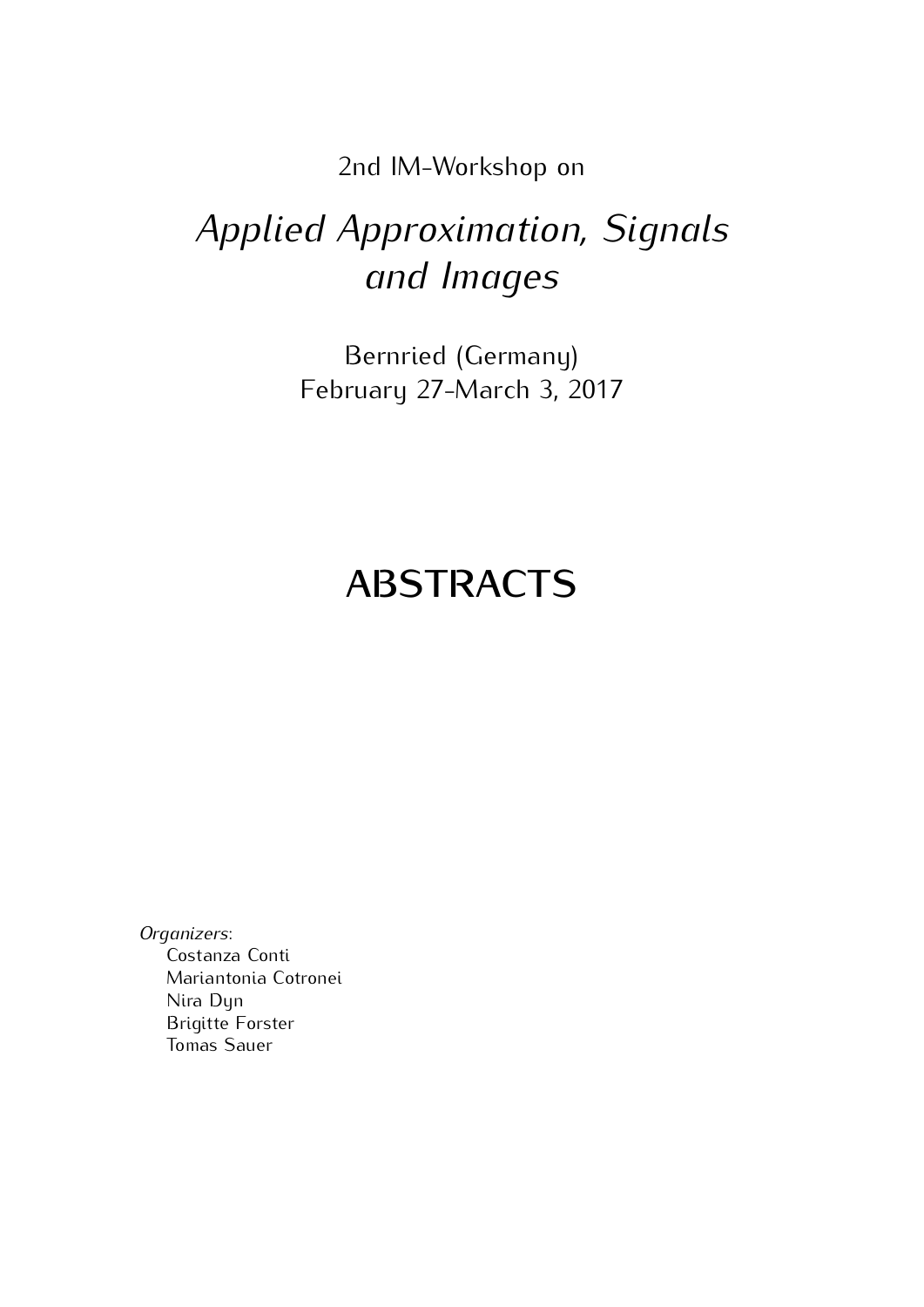2nd IM-Workshop on

# *Applied Approximation, Signals and Images*

Bernried (Germany)
February 27-March 3, 2017

# ABSTRACTS

*Organizers*:
- Costanza Conti
- Mariantonia Cotronei
- Nira Dyn
- Brigitte Forster
- Tomas Sauer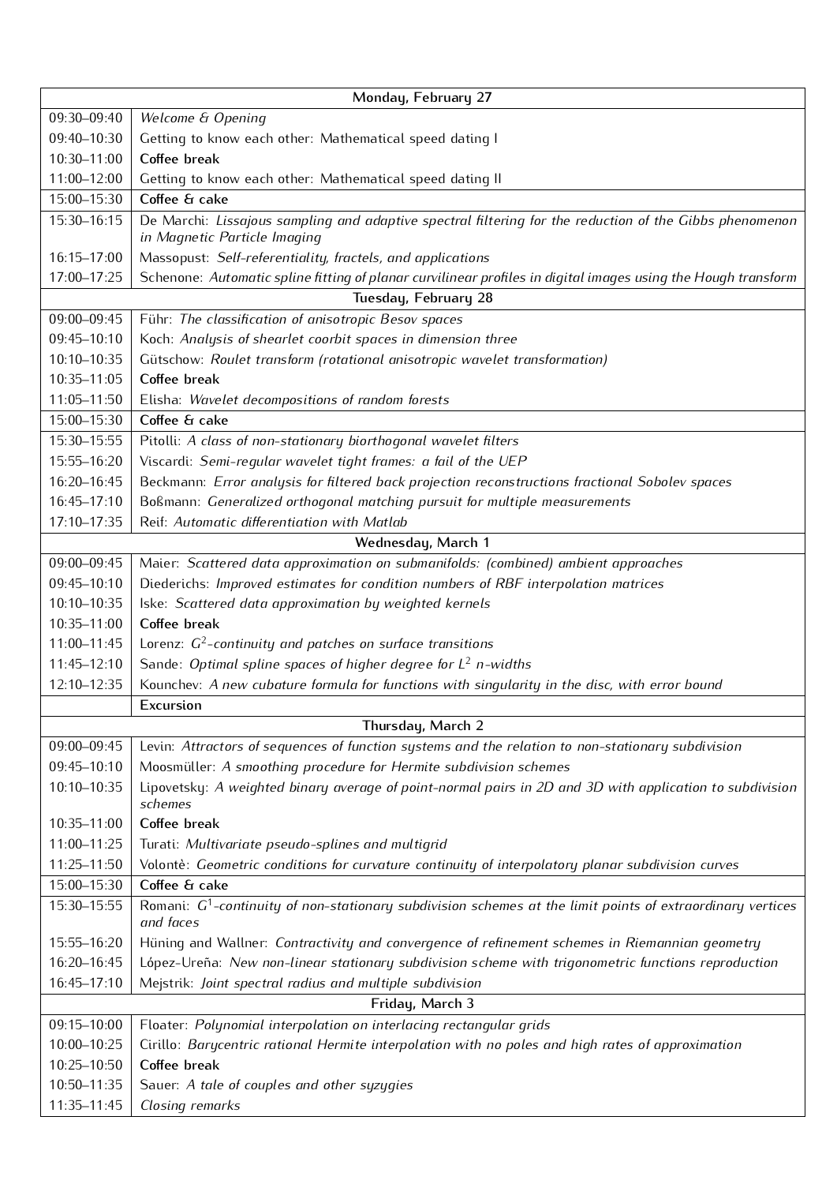| Monday, February 27 | |
|---|---|
| 09:30–09:40 | *Welcome & Opening* |
| 09:40–10:30 | Getting to know each other: Mathematical speed dating I |
| 10:30–11:00 | **Coffee break** |
| 11:00–12:00 | Getting to know each other: Mathematical speed dating II |
| 15:00–15:30 | **Coffee & cake** |
| 15:30–16:15 | De Marchi: *Lissajous sampling and adaptive spectral filtering for the reduction of the Gibbs phenomenon in Magnetic Particle Imaging* |
| 16:15–17:00 | Massopust: *Self-referentiality, fractels, and applications* |
| 17:00–17:25 | Schenone: *Automatic spline fitting of planar curvilinear profiles in digital images using the Hough transform* |
| **Tuesday, February 28** | |
| 09:00–09:45 | Führ: *The classification of anisotropic Besov spaces* |
| 09:45–10:10 | Koch: *Analysis of shearlet coorbit spaces in dimension three* |
| 10:10–10:35 | Gütschow: *Roulet transform (rotational anisotropic wavelet transformation)* |
| 10:35–11:05 | **Coffee break** |
| 11:05–11:50 | Elisha: *Wavelet decompositions of random forests* |
| 15:00–15:30 | **Coffee & cake** |
| 15:30–15:55 | Pitolli: *A class of non-stationary biorthogonal wavelet filters* |
| 15:55–16:20 | Viscardi: *Semi-regular wavelet tight frames: a fail of the UEP* |
| 16:20–16:45 | Beckmann: *Error analysis for filtered back projection reconstructions fractional Sobolev spaces* |
| 16:45–17:10 | Boßmann: *Generalized orthogonal matching pursuit for multiple measurements* |
| 17:10–17:35 | Reif: *Automatic differentiation with Matlab* |
| **Wednesday, March 1** | |
| 09:00–09:45 | Maier: *Scattered data approximation on submanifolds: (combined) ambient approaches* |
| 09:45–10:10 | Diederichs: *Improved estimates for condition numbers of RBF interpolation matrices* |
| 10:10–10:35 | Iske: *Scattered data approximation by weighted kernels* |
| 10:35–11:00 | **Coffee break** |
| 11:00–11:45 | Lorenz: *$G^2$-continuity and patches on surface transitions* |
| 11:45–12:10 | Sande: *Optimal spline spaces of higher degree for $L^2$ n-widths* |
| 12:10–12:35 | Kounchev: *A new cubature formula for functions with singularity in the disc, with error bound* |
| | **Excursion** |
| **Thursday, March 2** | |
| 09:00–09:45 | Levin: *Attractors of sequences of function systems and the relation to non-stationary subdivision* |
| 09:45–10:10 | Moosmüller: *A smoothing procedure for Hermite subdivision schemes* |
| 10:10–10:35 | Lipovetsky: *A weighted binary average of point-normal pairs in 2D and 3D with application to subdivision schemes* |
| 10:35–11:00 | **Coffee break** |
| 11:00–11:25 | Turati: *Multivariate pseudo-splines and multigrid* |
| 11:25–11:50 | Volontè: *Geometric conditions for curvature continuity of interpolatory planar subdivision curves* |
| 15:00–15:30 | **Coffee & cake** |
| 15:30–15:55 | Romani: *$G^1$-continuity of non-stationary subdivision schemes at the limit points of extraordinary vertices and faces* |
| 15:55–16:20 | Hüning and Wallner: *Contractivity and convergence of refinement schemes in Riemannian geometry* |
| 16:20–16:45 | López-Ureña: *New non-linear stationary subdivision scheme with trigonometric functions reproduction* |
| 16:45–17:10 | Mejstrik: *Joint spectral radius and multiple subdivision* |
| **Friday, March 3** | |
| 09:15–10:00 | Floater: *Polynomial interpolation on interlacing rectangular grids* |
| 10:00–10:25 | Cirillo: *Barycentric rational Hermite interpolation with no poles and high rates of approximation* |
| 10:25–10:50 | **Coffee break** |
| 10:50–11:35 | Sauer: *A tale of couples and other syzygies* |
| 11:35–11:45 | *Closing remarks* |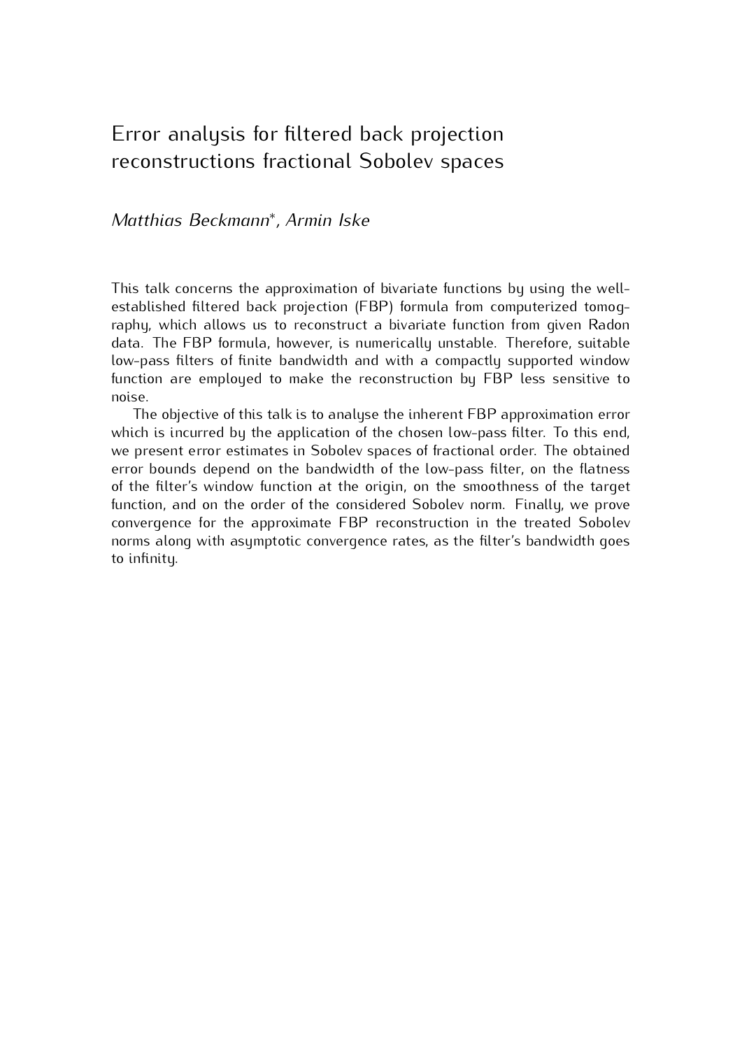# Error analysis for filtered back projection reconstructions fractional Sobolev spaces

*Matthias Beckmann*, Armin Iske*

This talk concerns the approximation of bivariate functions by using the well-established filtered back projection (FBP) formula from computerized tomography, which allows us to reconstruct a bivariate function from given Radon data. The FBP formula, however, is numerically unstable. Therefore, suitable low-pass filters of finite bandwidth and with a compactly supported window function are employed to make the reconstruction by FBP less sensitive to noise.

The objective of this talk is to analyse the inherent FBP approximation error which is incurred by the application of the chosen low-pass filter. To this end, we present error estimates in Sobolev spaces of fractional order. The obtained error bounds depend on the bandwidth of the low-pass filter, on the flatness of the filter's window function at the origin, on the smoothness of the target function, and on the order of the considered Sobolev norm. Finally, we prove convergence for the approximate FBP reconstruction in the treated Sobolev norms along with asymptotic convergence rates, as the filter's bandwidth goes to infinity.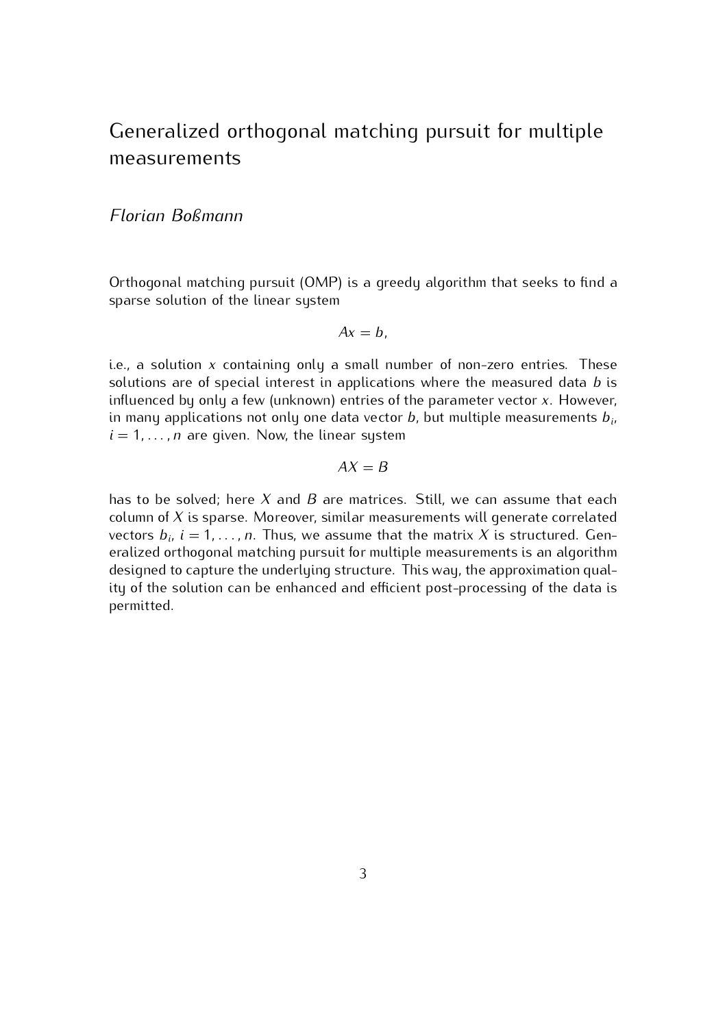# Generalized orthogonal matching pursuit for multiple measurements

*Florian Boßmann*

Orthogonal matching pursuit (OMP) is a greedy algorithm that seeks to find a sparse solution of the linear system

$$Ax = b,$$

i.e., a solution $x$ containing only a small number of non-zero entries. These solutions are of special interest in applications where the measured data $b$ is influenced by only a few (unknown) entries of the parameter vector $x$. However, in many applications not only one data vector $b$, but multiple measurements $b_i$, $i = 1, \ldots, n$ are given. Now, the linear system

$$AX = B$$

has to be solved; here $X$ and $B$ are matrices. Still, we can assume that each column of $X$ is sparse. Moreover, similar measurements will generate correlated vectors $b_i$, $i = 1, \ldots, n$. Thus, we assume that the matrix $X$ is structured. Generalized orthogonal matching pursuit for multiple measurements is an algorithm designed to capture the underlying structure. This way, the approximation quality of the solution can be enhanced and efficient post-processing of the data is permitted.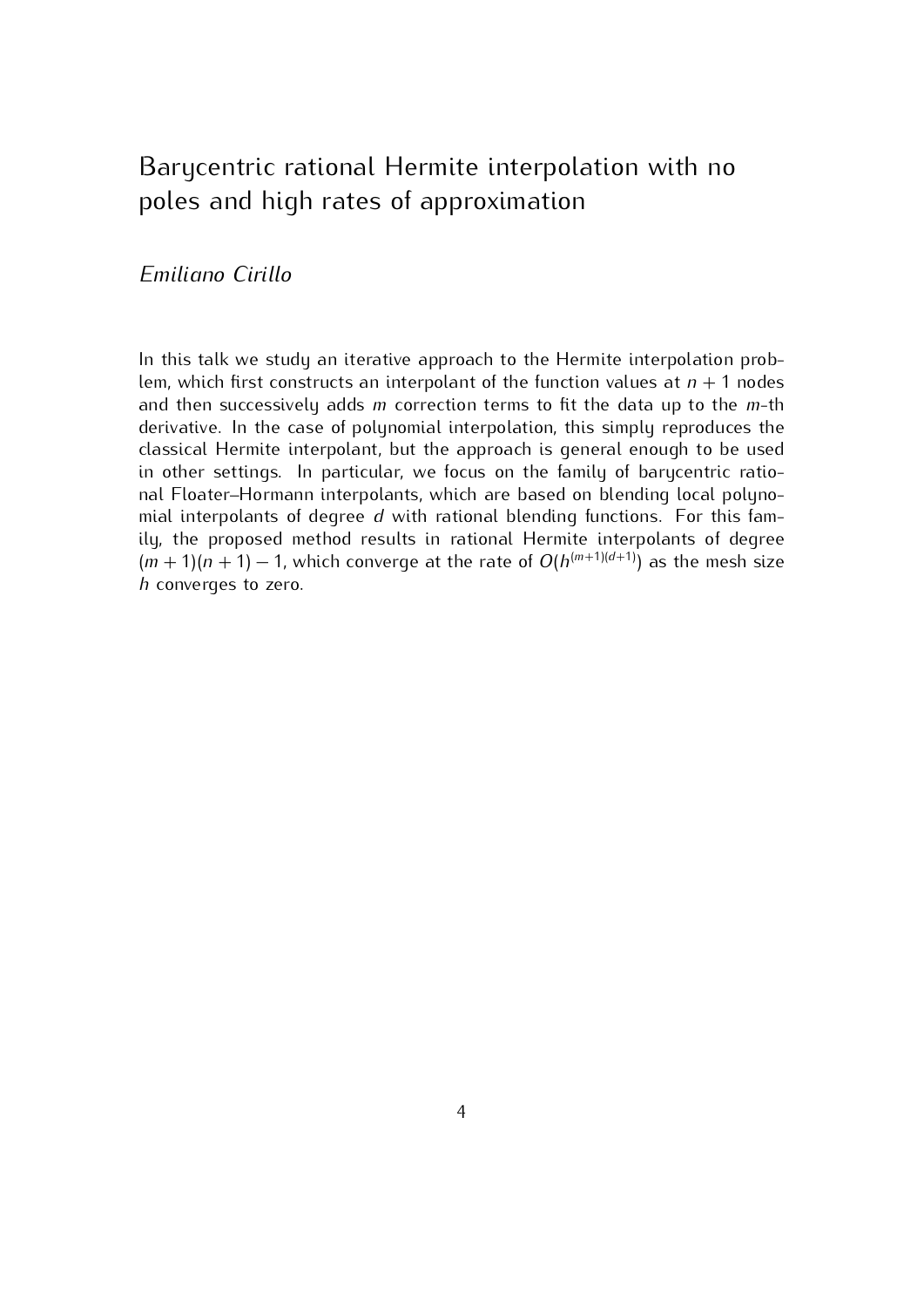# Barycentric rational Hermite interpolation with no poles and high rates of approximation

*Emiliano Cirillo*

In this talk we study an iterative approach to the Hermite interpolation problem, which first constructs an interpolant of the function values at $n+1$ nodes and then successively adds $m$ correction terms to fit the data up to the $m$-th derivative. In the case of polynomial interpolation, this simply reproduces the classical Hermite interpolant, but the approach is general enough to be used in other settings. In particular, we focus on the family of barycentric rational Floater–Hormann interpolants, which are based on blending local polynomial interpolants of degree $d$ with rational blending functions. For this family, the proposed method results in rational Hermite interpolants of degree $(m+1)(n+1)-1$, which converge at the rate of $O(h^{(m+1)(d+1)})$ as the mesh size $h$ converges to zero.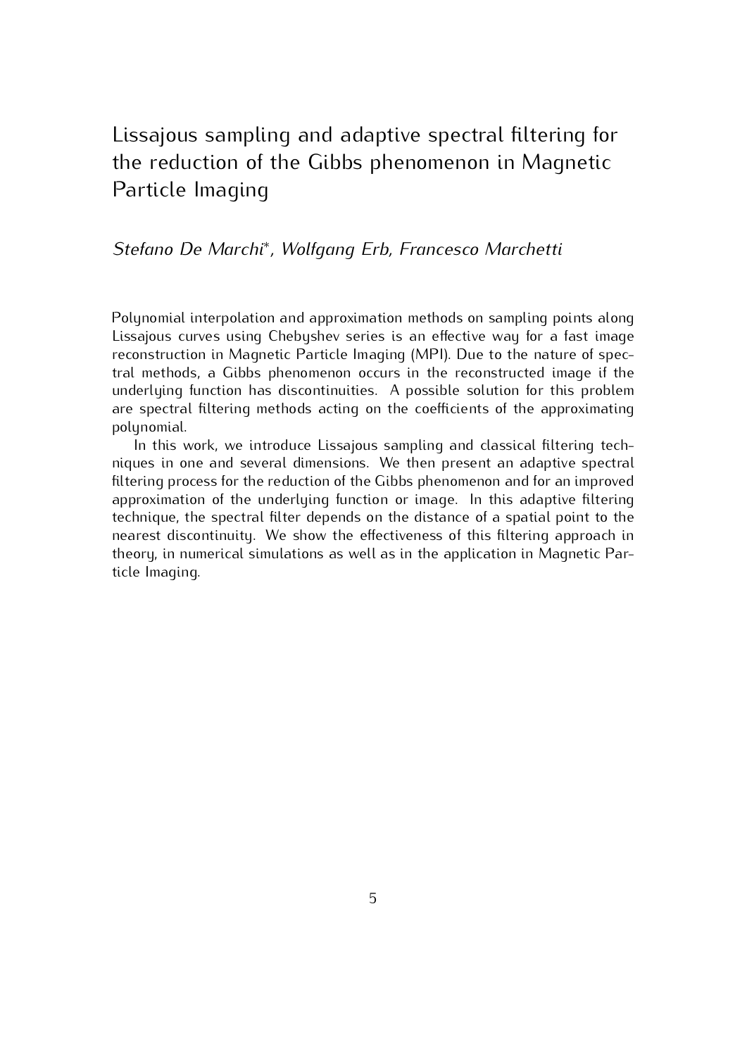# Lissajous sampling and adaptive spectral filtering for the reduction of the Gibbs phenomenon in Magnetic Particle Imaging

*Stefano De Marchi*, Wolfgang Erb, Francesco Marchetti*

Polynomial interpolation and approximation methods on sampling points along Lissajous curves using Chebyshev series is an effective way for a fast image reconstruction in Magnetic Particle Imaging (MPI). Due to the nature of spectral methods, a Gibbs phenomenon occurs in the reconstructed image if the underlying function has discontinuities. A possible solution for this problem are spectral filtering methods acting on the coefficients of the approximating polynomial.

In this work, we introduce Lissajous sampling and classical filtering techniques in one and several dimensions. We then present an adaptive spectral filtering process for the reduction of the Gibbs phenomenon and for an improved approximation of the underlying function or image. In this adaptive filtering technique, the spectral filter depends on the distance of a spatial point to the nearest discontinuity. We show the effectiveness of this filtering approach in theory, in numerical simulations as well as in the application in Magnetic Particle Imaging.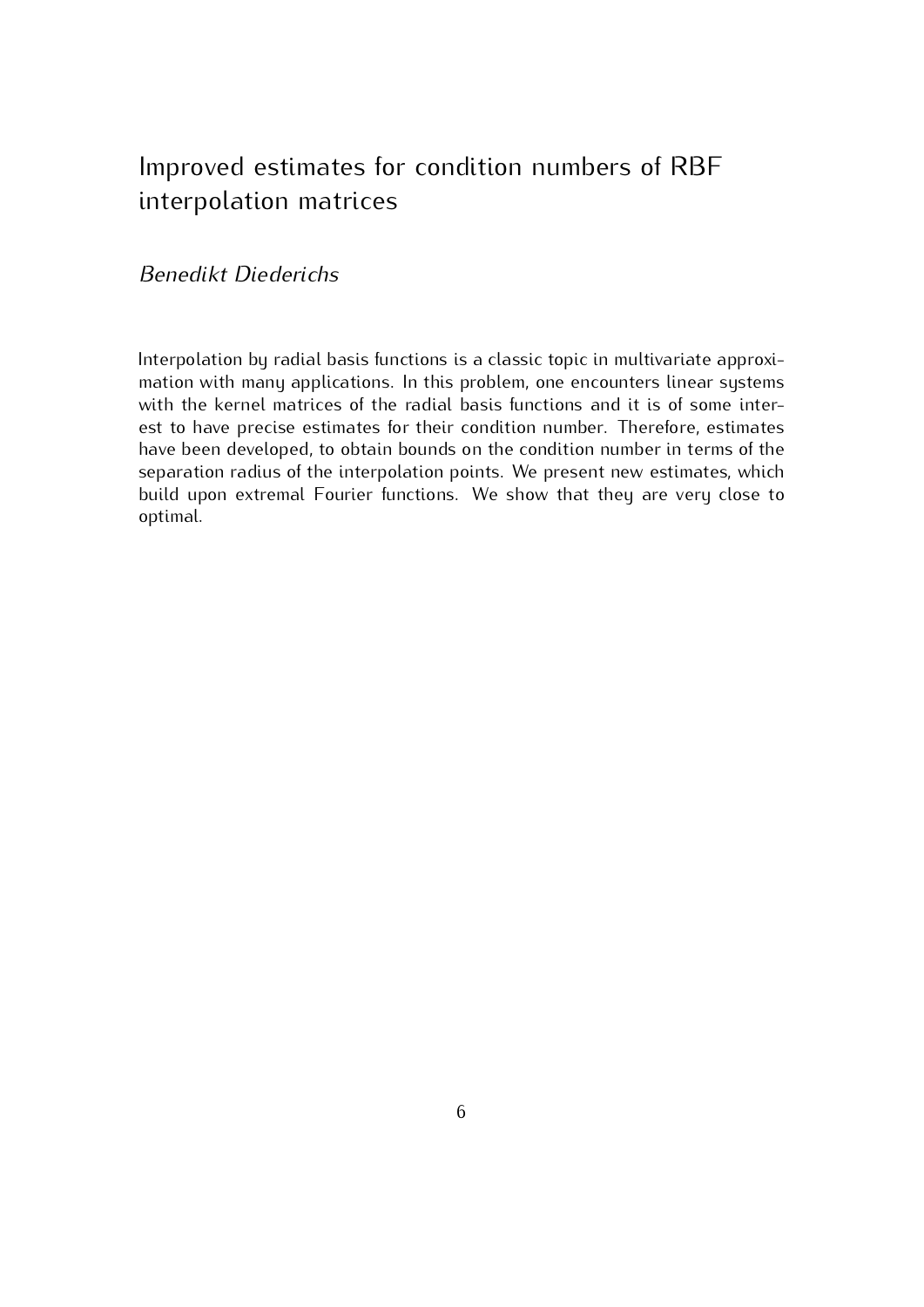## Improved estimates for condition numbers of RBF interpolation matrices

*Benedikt Diederichs*

Interpolation by radial basis functions is a classic topic in multivariate approximation with many applications. In this problem, one encounters linear systems with the kernel matrices of the radial basis functions and it is of some interest to have precise estimates for their condition number. Therefore, estimates have been developed, to obtain bounds on the condition number in terms of the separation radius of the interpolation points. We present new estimates, which build upon extremal Fourier functions. We show that they are very close to optimal.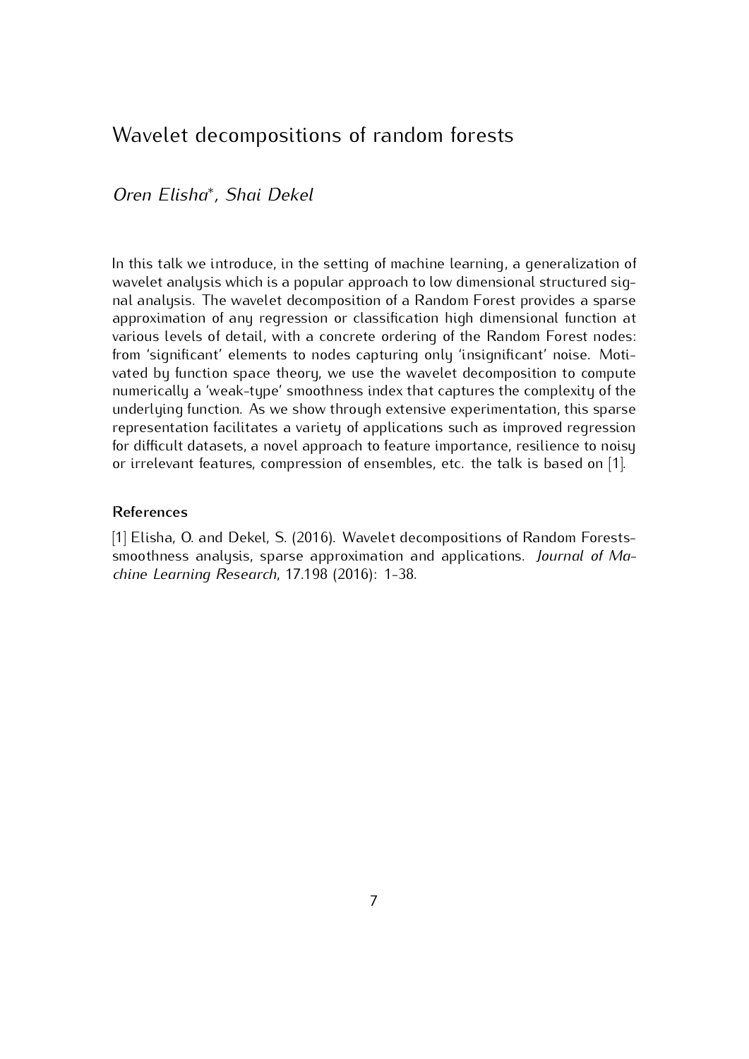# Wavelet decompositions of random forests

*Oren Elisha*, Shai Dekel*

In this talk we introduce, in the setting of machine learning, a generalization of wavelet analysis which is a popular approach to low dimensional structured signal analysis. The wavelet decomposition of a Random Forest provides a sparse approximation of any regression or classification high dimensional function at various levels of detail, with a concrete ordering of the Random Forest nodes: from 'significant' elements to nodes capturing only 'insignificant' noise. Motivated by function space theory, we use the wavelet decomposition to compute numerically a 'weak-type' smoothness index that captures the complexity of the underlying function. As we show through extensive experimentation, this sparse representation facilitates a variety of applications such as improved regression for difficult datasets, a novel approach to feature importance, resilience to noisy or irrelevant features, compression of ensembles, etc. the talk is based on [1].

### References

[1] Elisha, O. and Dekel, S. (2016). Wavelet decompositions of Random Forests-smoothness analysis, sparse approximation and applications. *Journal of Machine Learning Research*, 17.198 (2016): 1-38.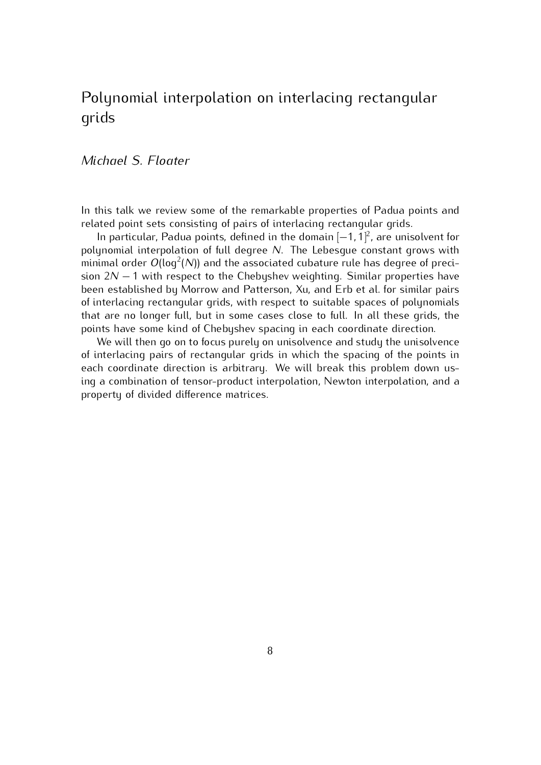# Polynomial interpolation on interlacing rectangular grids

*Michael S. Floater*

In this talk we review some of the remarkable properties of Padua points and related point sets consisting of pairs of interlacing rectangular grids.

In particular, Padua points, defined in the domain $[-1,1]^2$, are unisolvent for polynomial interpolation of full degree $N$. The Lebesgue constant grows with minimal order $O(\log^2(N))$ and the associated cubature rule has degree of precision $2N-1$ with respect to the Chebyshev weighting. Similar properties have been established by Morrow and Patterson, Xu, and Erb et al. for similar pairs of interlacing rectangular grids, with respect to suitable spaces of polynomials that are no longer full, but in some cases close to full. In all these grids, the points have some kind of Chebyshev spacing in each coordinate direction.

We will then go on to focus purely on unisolvence and study the unisolvence of interlacing pairs of rectangular grids in which the spacing of the points in each coordinate direction is arbitrary. We will break this problem down using a combination of tensor-product interpolation, Newton interpolation, and a property of divided difference matrices.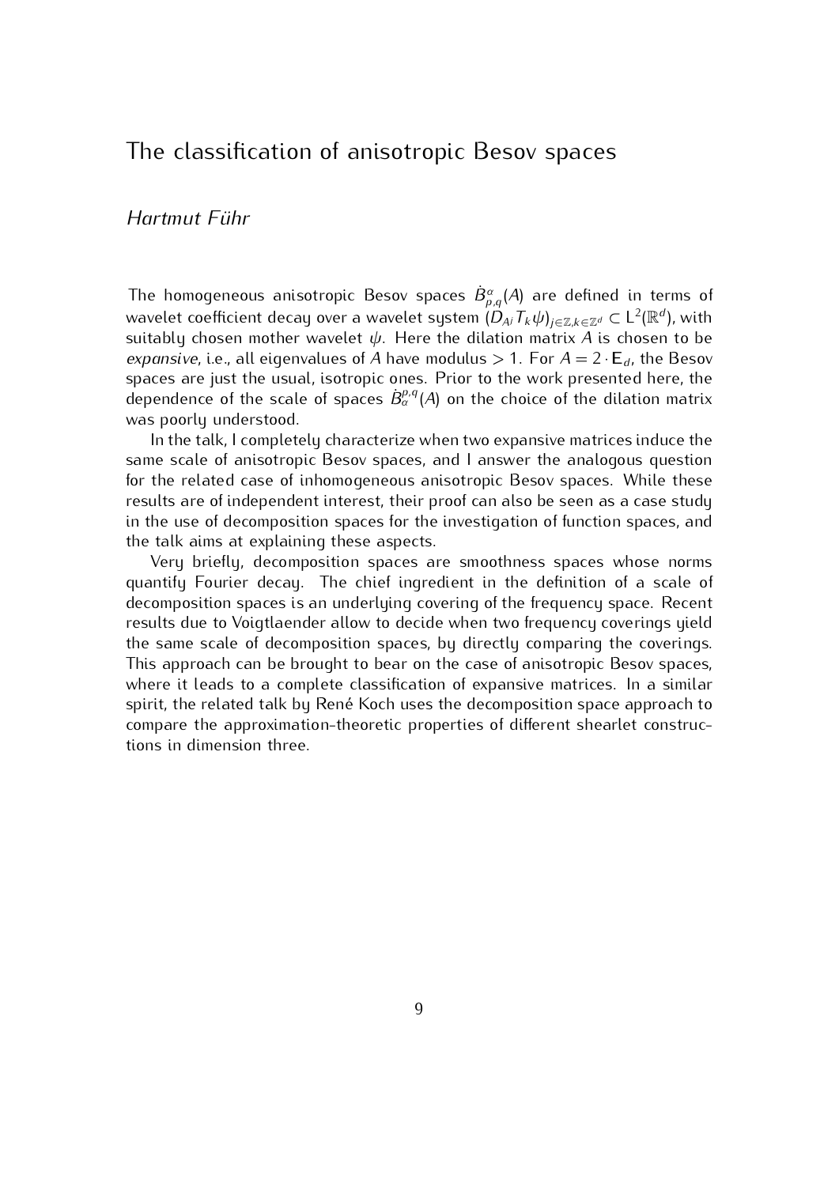# The classification of anisotropic Besov spaces

*Hartmut Führ*

The homogeneous anisotropic Besov spaces $\dot{B}^{\alpha}_{p,q}(A)$ are defined in terms of wavelet coefficient decay over a wavelet system $(D_{A^j} T_k \psi)_{j \in \mathbb{Z}, k \in \mathbb{Z}^d} \subset \mathrm{L}^2(\mathbb{R}^d)$, with suitably chosen mother wavelet $\psi$. Here the dilation matrix $A$ is chosen to be *expansive*, i.e., all eigenvalues of $A$ have modulus $> 1$. For $A = 2 \cdot \mathbf{E}_d$, the Besov spaces are just the usual, isotropic ones. Prior to the work presented here, the dependence of the scale of spaces $\dot{B}^{p,q}_{\alpha}(A)$ on the choice of the dilation matrix was poorly understood.

In the talk, I completely characterize when two expansive matrices induce the same scale of anisotropic Besov spaces, and I answer the analogous question for the related case of inhomogeneous anisotropic Besov spaces. While these results are of independent interest, their proof can also be seen as a case study in the use of decomposition spaces for the investigation of function spaces, and the talk aims at explaining these aspects.

Very briefly, decomposition spaces are smoothness spaces whose norms quantify Fourier decay. The chief ingredient in the definition of a scale of decomposition spaces is an underlying covering of the frequency space. Recent results due to Voigtlaender allow to decide when two frequency coverings yield the same scale of decomposition spaces, by directly comparing the coverings. This approach can be brought to bear on the case of anisotropic Besov spaces, where it leads to a complete classification of expansive matrices. In a similar spirit, the related talk by René Koch uses the decomposition space approach to compare the approximation-theoretic properties of different shearlet constructions in dimension three.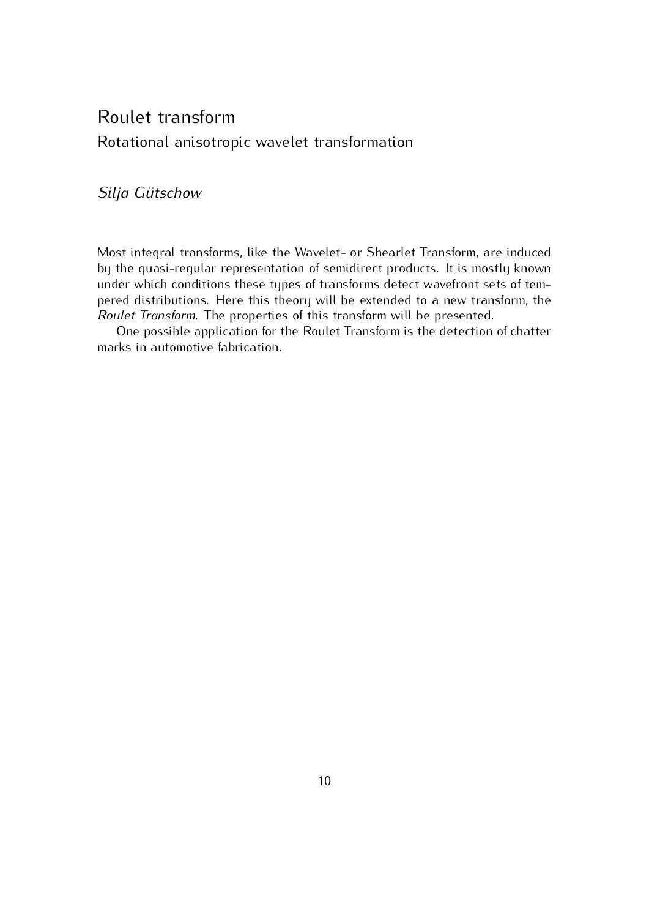## Roulet transform

### Rotational anisotropic wavelet transformation

*Silja Gütschow*

Most integral transforms, like the Wavelet- or Shearlet Transform, are induced by the quasi-regular representation of semidirect products. It is mostly known under which conditions these types of transforms detect wavefront sets of tempered distributions. Here this theory will be extended to a new transform, the *Roulet Transform*. The properties of this transform will be presented.

One possible application for the Roulet Transform is the detection of chatter marks in automotive fabrication.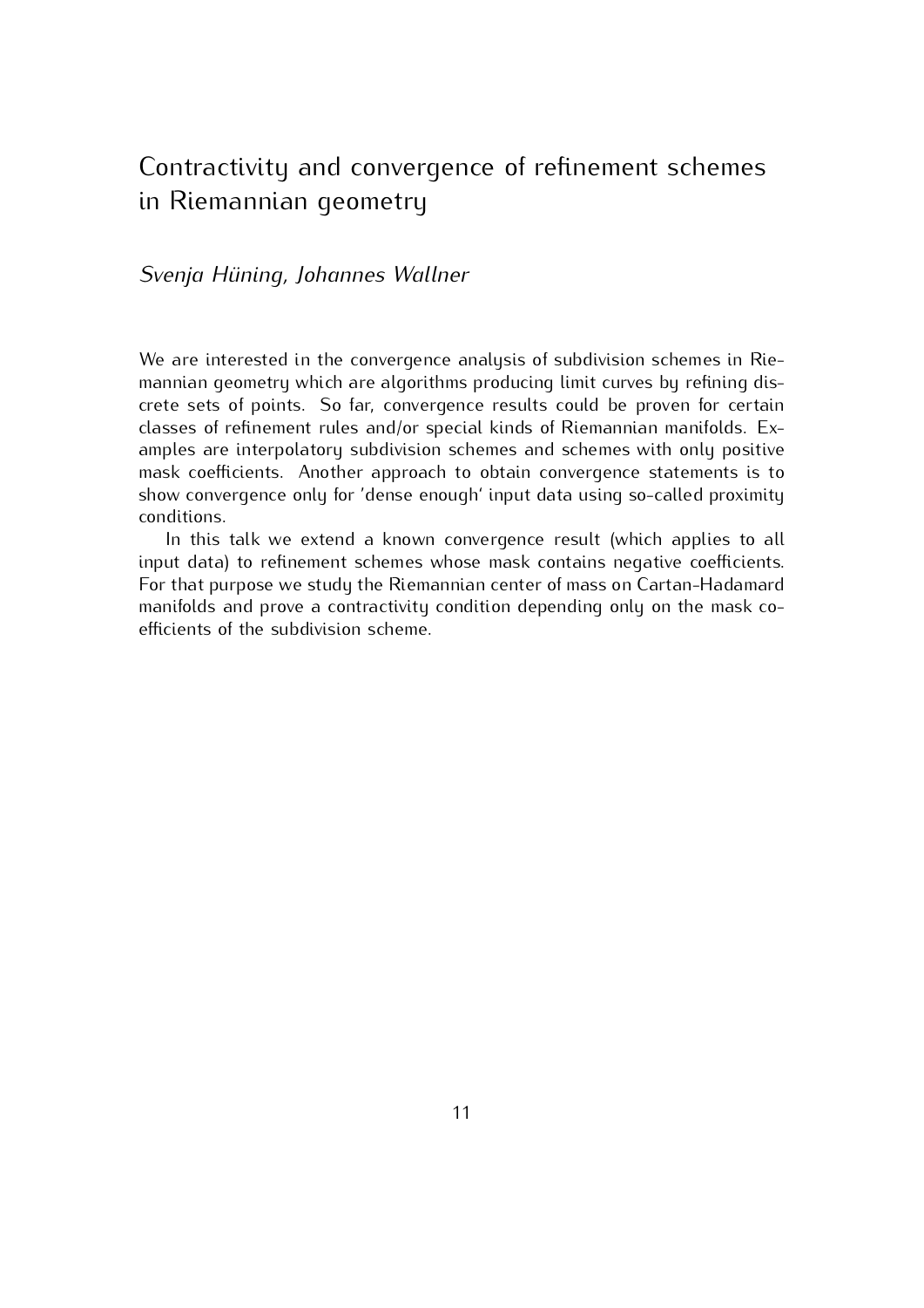# Contractivity and convergence of refinement schemes in Riemannian geometry

*Svenja Hüning, Johannes Wallner*

We are interested in the convergence analysis of subdivision schemes in Riemannian geometry which are algorithms producing limit curves by refining discrete sets of points. So far, convergence results could be proven for certain classes of refinement rules and/or special kinds of Riemannian manifolds. Examples are interpolatory subdivision schemes and schemes with only positive mask coefficients. Another approach to obtain convergence statements is to show convergence only for 'dense enough' input data using so-called proximity conditions.

In this talk we extend a known convergence result (which applies to all input data) to refinement schemes whose mask contains negative coefficients. For that purpose we study the Riemannian center of mass on Cartan-Hadamard manifolds and prove a contractivity condition depending only on the mask coefficients of the subdivision scheme.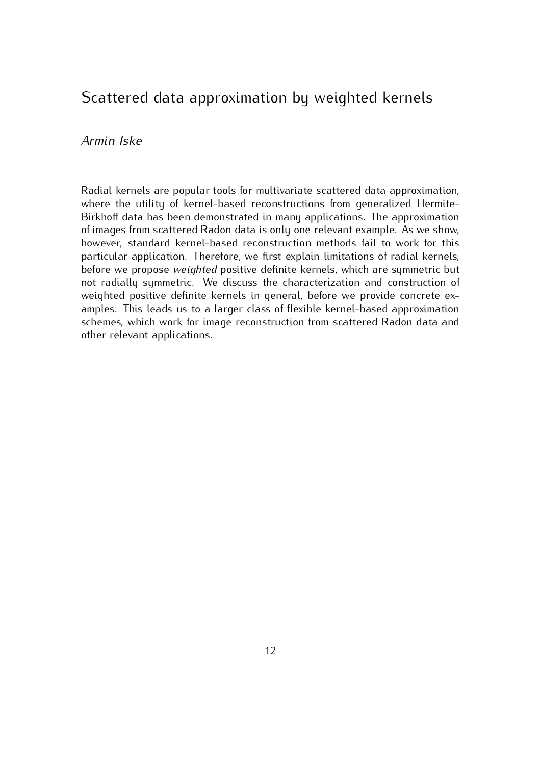## Scattered data approximation by weighted kernels

*Armin Iske*

Radial kernels are popular tools for multivariate scattered data approximation, where the utility of kernel-based reconstructions from generalized Hermite-Birkhoff data has been demonstrated in many applications. The approximation of images from scattered Radon data is only one relevant example. As we show, however, standard kernel-based reconstruction methods fail to work for this particular application. Therefore, we first explain limitations of radial kernels, before we propose *weighted* positive definite kernels, which are symmetric but not radially symmetric. We discuss the characterization and construction of weighted positive definite kernels in general, before we provide concrete examples. This leads us to a larger class of flexible kernel-based approximation schemes, which work for image reconstruction from scattered Radon data and other relevant applications.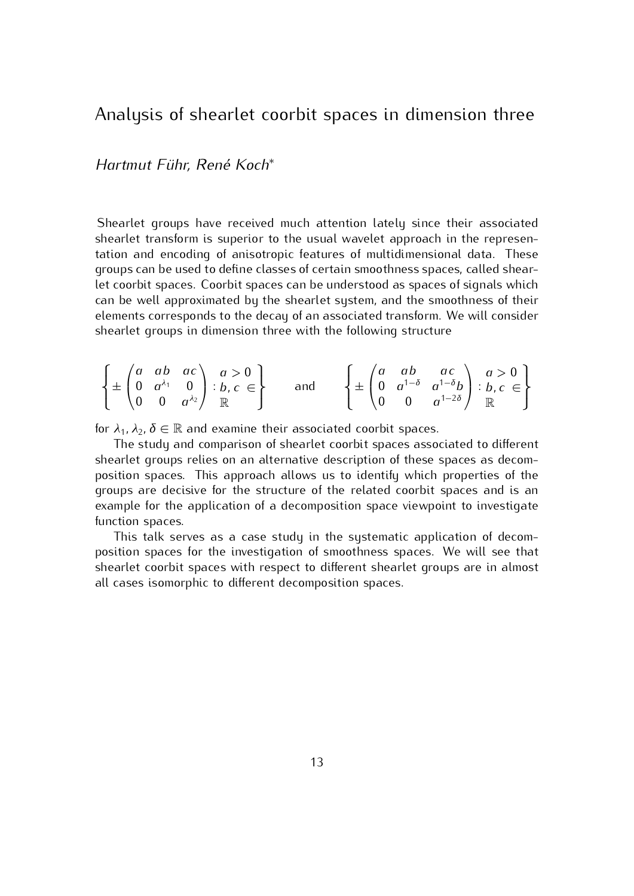# Analysis of shearlet coorbit spaces in dimension three

*Hartmut Führ, René Koch\**

Shearlet groups have received much attention lately since their associated shearlet transform is superior to the usual wavelet approach in the representation and encoding of anisotropic features of multidimensional data. These groups can be used to define classes of certain smoothness spaces, called shearlet coorbit spaces. Coorbit spaces can be understood as spaces of signals which can be well approximated by the shearlet system, and the smoothness of their elements corresponds to the decay of an associated transform. We will consider shearlet groups in dimension three with the following structure

$$\left\{ \pm \begin{pmatrix} a & ab & ac \\ 0 & a^{\lambda_1} & 0 \\ 0 & 0 & a^{\lambda_2} \end{pmatrix} : \begin{matrix} a > 0 \\ b, c \in \\ \mathbb{R} \end{matrix} \right\} \quad \text{and} \quad \left\{ \pm \begin{pmatrix} a & ab & ac \\ 0 & a^{1-\delta} & a^{1-\delta}b \\ 0 & 0 & a^{1-2\delta} \end{pmatrix} : \begin{matrix} a > 0 \\ b, c \in \\ \mathbb{R} \end{matrix} \right\}$$

for $\lambda_1, \lambda_2, \delta \in \mathbb{R}$ and examine their associated coorbit spaces.

The study and comparison of shearlet coorbit spaces associated to different shearlet groups relies on an alternative description of these spaces as decomposition spaces. This approach allows us to identify which properties of the groups are decisive for the structure of the related coorbit spaces and is an example for the application of a decomposition space viewpoint to investigate function spaces.

This talk serves as a case study in the systematic application of decomposition spaces for the investigation of smoothness spaces. We will see that shearlet coorbit spaces with respect to different shearlet groups are in almost all cases isomorphic to different decomposition spaces.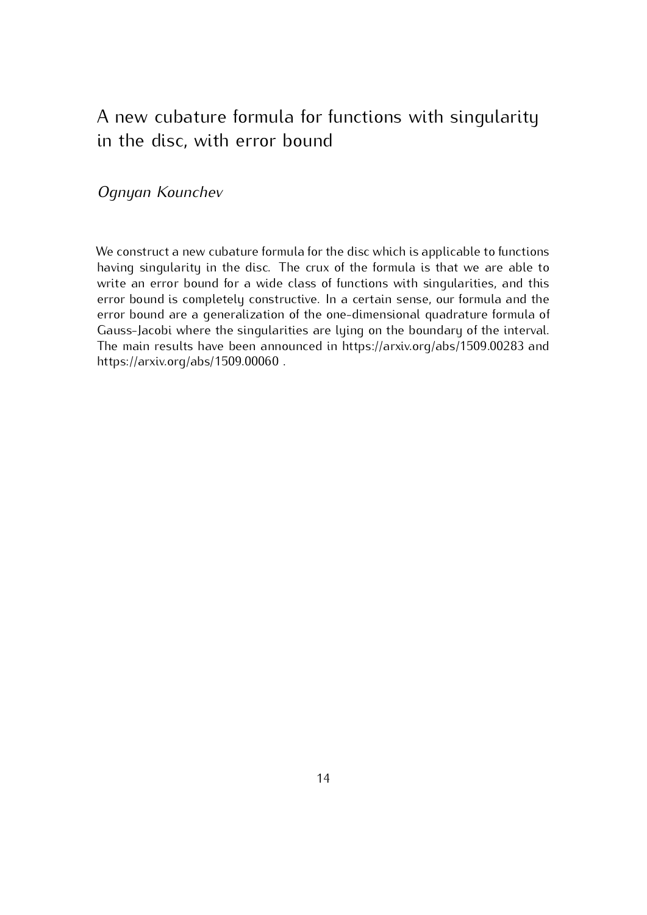# A new cubature formula for functions with singularity in the disc, with error bound

*Ognyan Kounchev*

We construct a new cubature formula for the disc which is applicable to functions having singularity in the disc. The crux of the formula is that we are able to write an error bound for a wide class of functions with singularities, and this error bound is completely constructive. In a certain sense, our formula and the error bound are a generalization of the one-dimensional quadrature formula of Gauss-Jacobi where the singularities are lying on the boundary of the interval. The main results have been announced in https://arxiv.org/abs/1509.00283 and https://arxiv.org/abs/1509.00060 .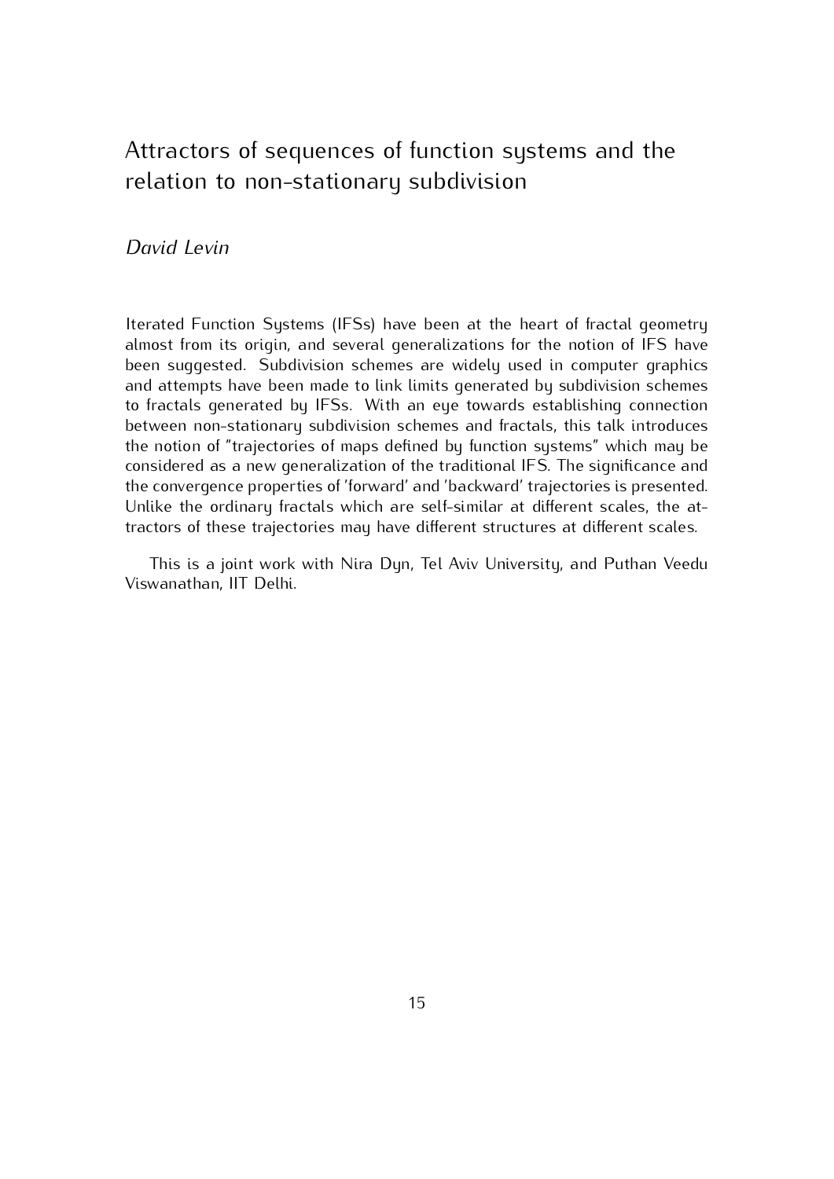# Attractors of sequences of function systems and the relation to non-stationary subdivision

*David Levin*

Iterated Function Systems (IFSs) have been at the heart of fractal geometry almost from its origin, and several generalizations for the notion of IFS have been suggested. Subdivision schemes are widely used in computer graphics and attempts have been made to link limits generated by subdivision schemes to fractals generated by IFSs. With an eye towards establishing connection between non-stationary subdivision schemes and fractals, this talk introduces the notion of "trajectories of maps defined by function systems" which may be considered as a new generalization of the traditional IFS. The significance and the convergence properties of 'forward' and 'backward' trajectories is presented. Unlike the ordinary fractals which are self-similar at different scales, the attractors of these trajectories may have different structures at different scales.

This is a joint work with Nira Dyn, Tel Aviv University, and Puthan Veedu Viswanathan, IIT Delhi.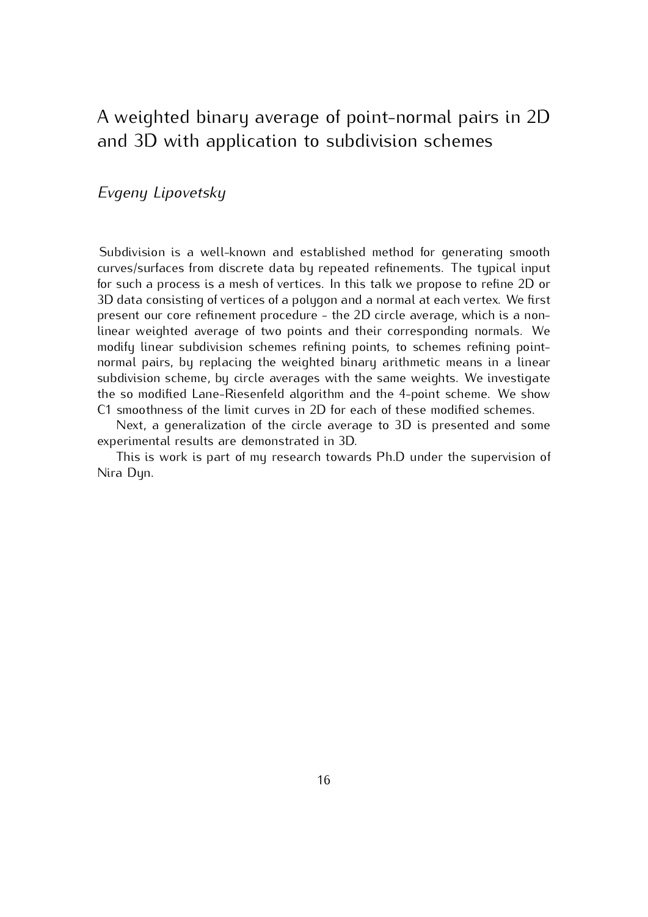# A weighted binary average of point-normal pairs in 2D and 3D with application to subdivision schemes

*Evgeny Lipovetsky*

Subdivision is a well-known and established method for generating smooth curves/surfaces from discrete data by repeated refinements. The typical input for such a process is a mesh of vertices. In this talk we propose to refine 2D or 3D data consisting of vertices of a polygon and a normal at each vertex. We first present our core refinement procedure - the 2D circle average, which is a non-linear weighted average of two points and their corresponding normals. We modify linear subdivision schemes refining points, to schemes refining point-normal pairs, by replacing the weighted binary arithmetic means in a linear subdivision scheme, by circle averages with the same weights. We investigate the so modified Lane-Riesenfeld algorithm and the 4-point scheme. We show C1 smoothness of the limit curves in 2D for each of these modified schemes.

Next, a generalization of the circle average to 3D is presented and some experimental results are demonstrated in 3D.

This is work is part of my research towards Ph.D under the supervision of Nira Dyn.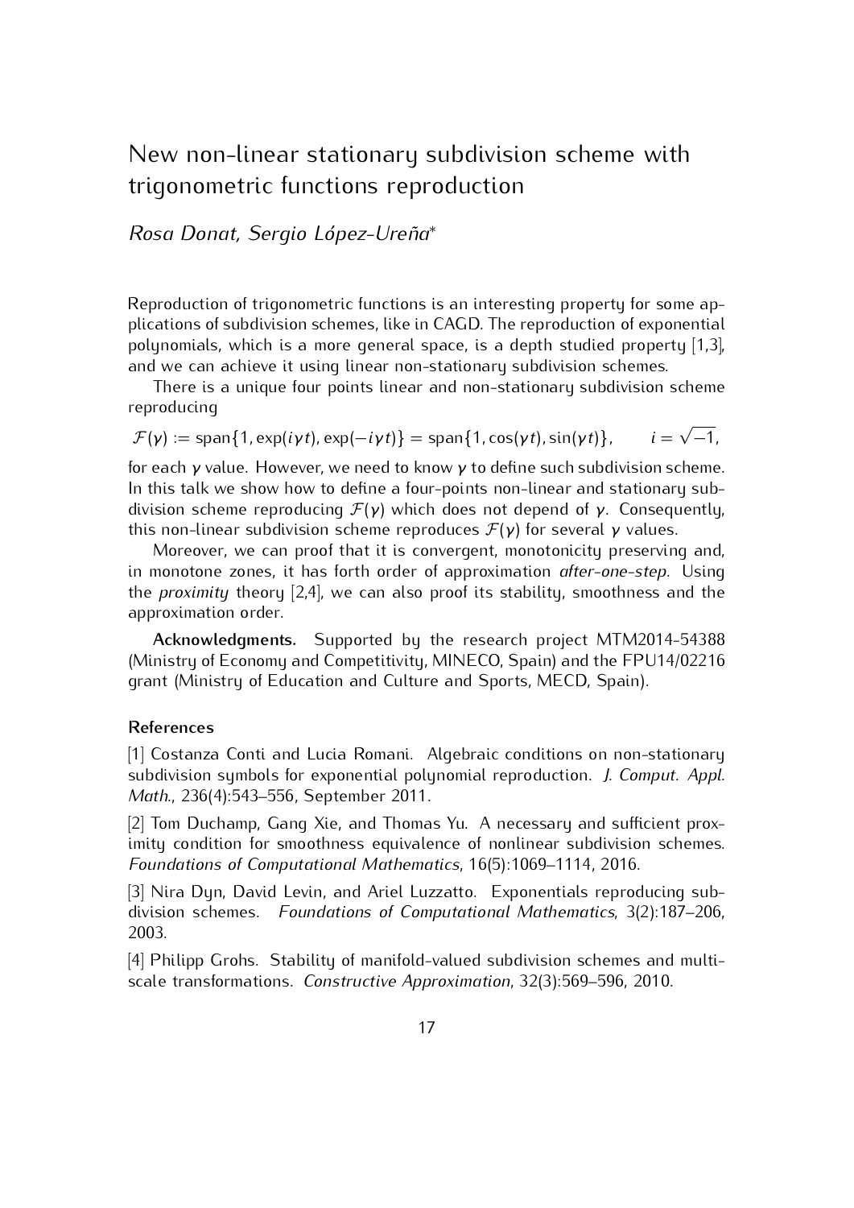# New non-linear stationary subdivision scheme with trigonometric functions reproduction

*Rosa Donat, Sergio López-Ureña**

Reproduction of trigonometric functions is an interesting property for some applications of subdivision schemes, like in CAGD. The reproduction of exponential polynomials, which is a more general space, is a depth studied property [1,3], and we can achieve it using linear non-stationary subdivision schemes.

There is a unique four points linear and non-stationary subdivision scheme reproducing

$$\mathcal{F}(\gamma) := \operatorname{span}\{1, \exp(i\gamma t), \exp(-i\gamma t)\} = \operatorname{span}\{1, \cos(\gamma t), \sin(\gamma t)\}, \qquad i = \sqrt{-1},$$

for each $\gamma$ value. However, we need to know $\gamma$ to define such subdivision scheme. In this talk we show how to define a four-points non-linear and stationary subdivision scheme reproducing $\mathcal{F}(\gamma)$ which does not depend of $\gamma$. Consequently, this non-linear subdivision scheme reproduces $\mathcal{F}(\gamma)$ for several $\gamma$ values.

Moreover, we can proof that it is convergent, monotonicity preserving and, in monotone zones, it has forth order of approximation *after-one-step*. Using the *proximity* theory [2,4], we can also proof its stability, smoothness and the approximation order.

**Acknowledgments.** Supported by the research project MTM2014-54388 (Ministry of Economy and Competitivity, MINECO, Spain) and the FPU14/02216 grant (Ministry of Education and Culture and Sports, MECD, Spain).

### References

[1] Costanza Conti and Lucia Romani. Algebraic conditions on non-stationary subdivision symbols for exponential polynomial reproduction. *J. Comput. Appl. Math.*, 236(4):543–556, September 2011.

[2] Tom Duchamp, Gang Xie, and Thomas Yu. A necessary and sufficient proximity condition for smoothness equivalence of nonlinear subdivision schemes. *Foundations of Computational Mathematics*, 16(5):1069–1114, 2016.

[3] Nira Dyn, David Levin, and Ariel Luzzatto. Exponentials reproducing subdivision schemes. *Foundations of Computational Mathematics*, 3(2):187–206, 2003.

[4] Philipp Grohs. Stability of manifold-valued subdivision schemes and multiscale transformations. *Constructive Approximation*, 32(3):569–596, 2010.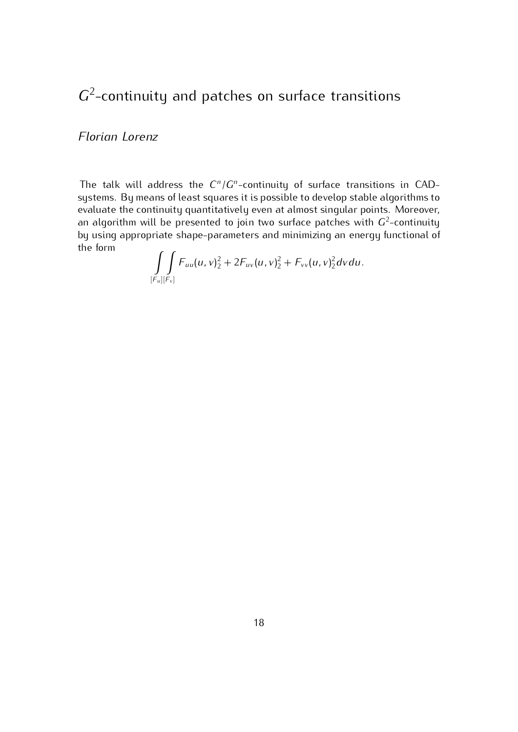# $G^2$-continuity and patches on surface transitions

*Florian Lorenz*

The talk will address the $C^n/G^n$-continuity of surface transitions in CAD-systems. By means of least squares it is possible to develop stable algorithms to evaluate the continuity quantitatively even at almost singular points. Moreover, an algorithm will be presented to join two surface patches with $G^2$-continuity by using appropriate shape-parameters and minimizing an energy functional of the form

$$\int\limits_{[F_u]}\int\limits_{[F_v]} F_{uu}(u,v)_2^2 + 2F_{uv}(u,v)_2^2 + F_{vv}(u,v)_2^2 dv du.$$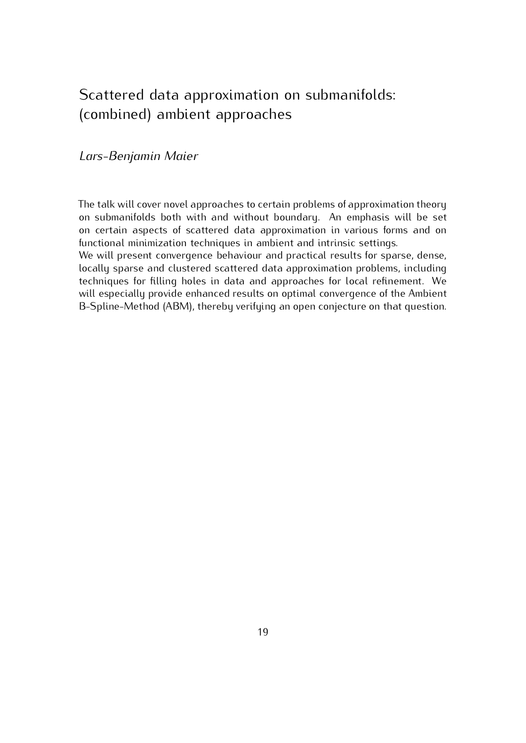# Scattered data approximation on submanifolds: (combined) ambient approaches

*Lars-Benjamin Maier*

The talk will cover novel approaches to certain problems of approximation theory on submanifolds both with and without boundary. An emphasis will be set on certain aspects of scattered data approximation in various forms and on functional minimization techniques in ambient and intrinsic settings.
We will present convergence behaviour and practical results for sparse, dense, locally sparse and clustered scattered data approximation problems, including techniques for filling holes in data and approaches for local refinement. We will especially provide enhanced results on optimal convergence of the Ambient B-Spline-Method (ABM), thereby verifying an open conjecture on that question.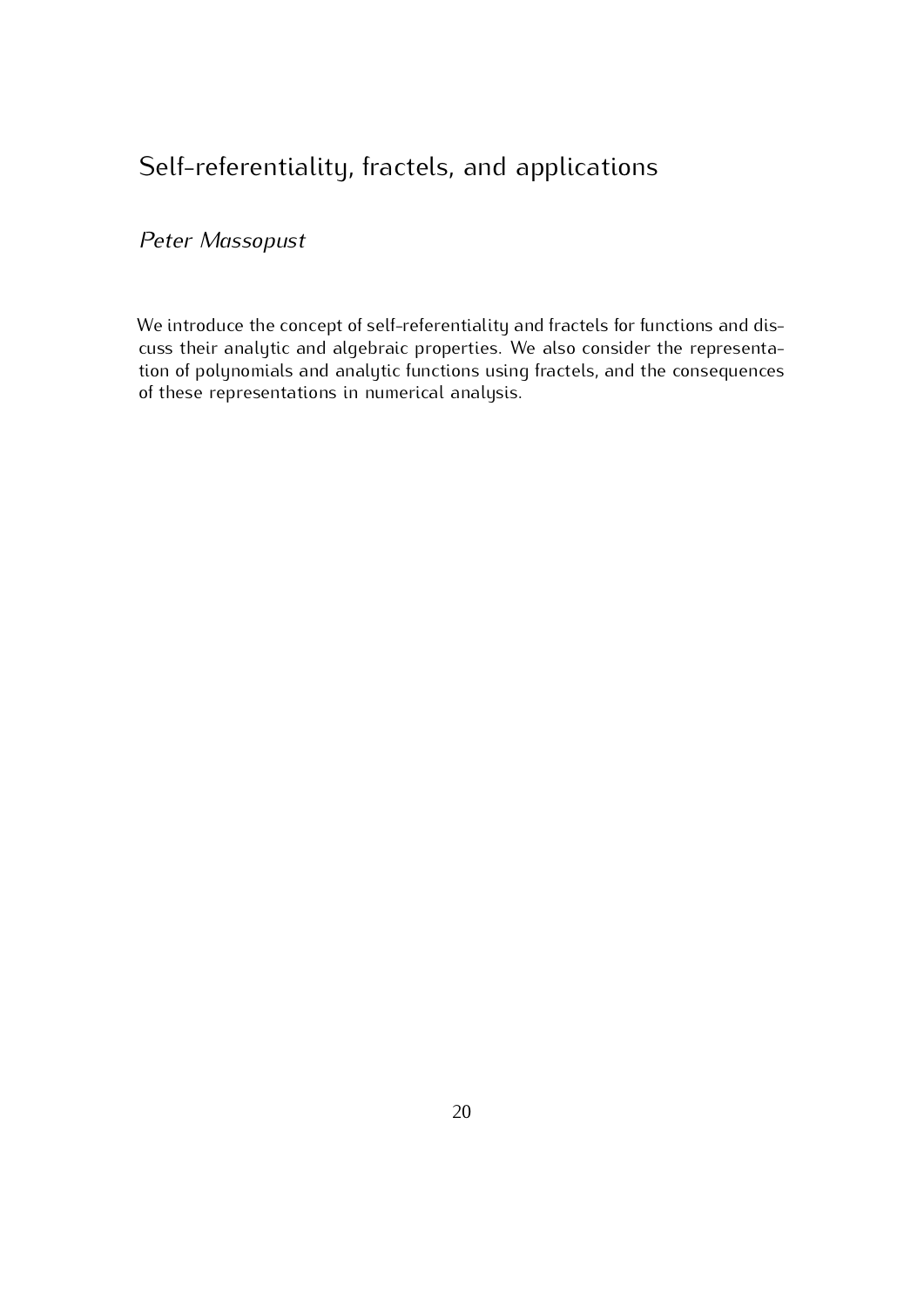# Self-referentiality, fractels, and applications

*Peter Massopust*

We introduce the concept of self-referentiality and fractels for functions and discuss their analytic and algebraic properties. We also consider the representation of polynomials and analytic functions using fractels, and the consequences of these representations in numerical analysis.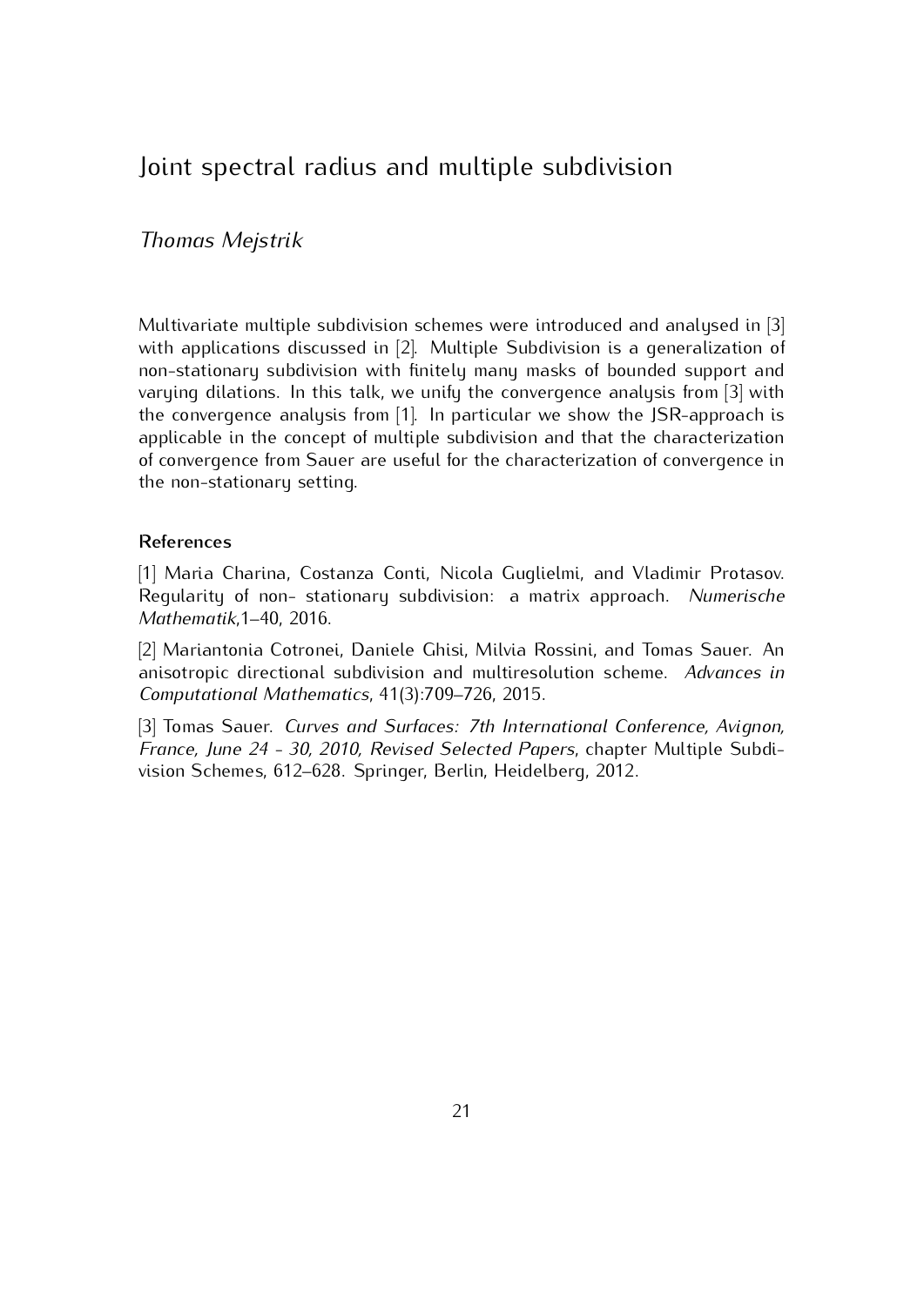## Joint spectral radius and multiple subdivision

*Thomas Mejstrik*

Multivariate multiple subdivision schemes were introduced and analysed in [3] with applications discussed in [2]. Multiple Subdivision is a generalization of non-stationary subdivision with finitely many masks of bounded support and varying dilations. In this talk, we unify the convergence analysis from [3] with the convergence analysis from [1]. In particular we show the JSR-approach is applicable in the concept of multiple subdivision and that the characterization of convergence from Sauer are useful for the characterization of convergence in the non-stationary setting.

#### References

[1] Maria Charina, Costanza Conti, Nicola Guglielmi, and Vladimir Protasov. Regularity of non- stationary subdivision: a matrix approach. *Numerische Mathematik*,1–40, 2016.

[2] Mariantonia Cotronei, Daniele Ghisi, Milvia Rossini, and Tomas Sauer. An anisotropic directional subdivision and multiresolution scheme. *Advances in Computational Mathematics*, 41(3):709–726, 2015.

[3] Tomas Sauer. *Curves and Surfaces: 7th International Conference, Avignon, France, June 24 - 30, 2010, Revised Selected Papers*, chapter Multiple Subdivision Schemes, 612–628. Springer, Berlin, Heidelberg, 2012.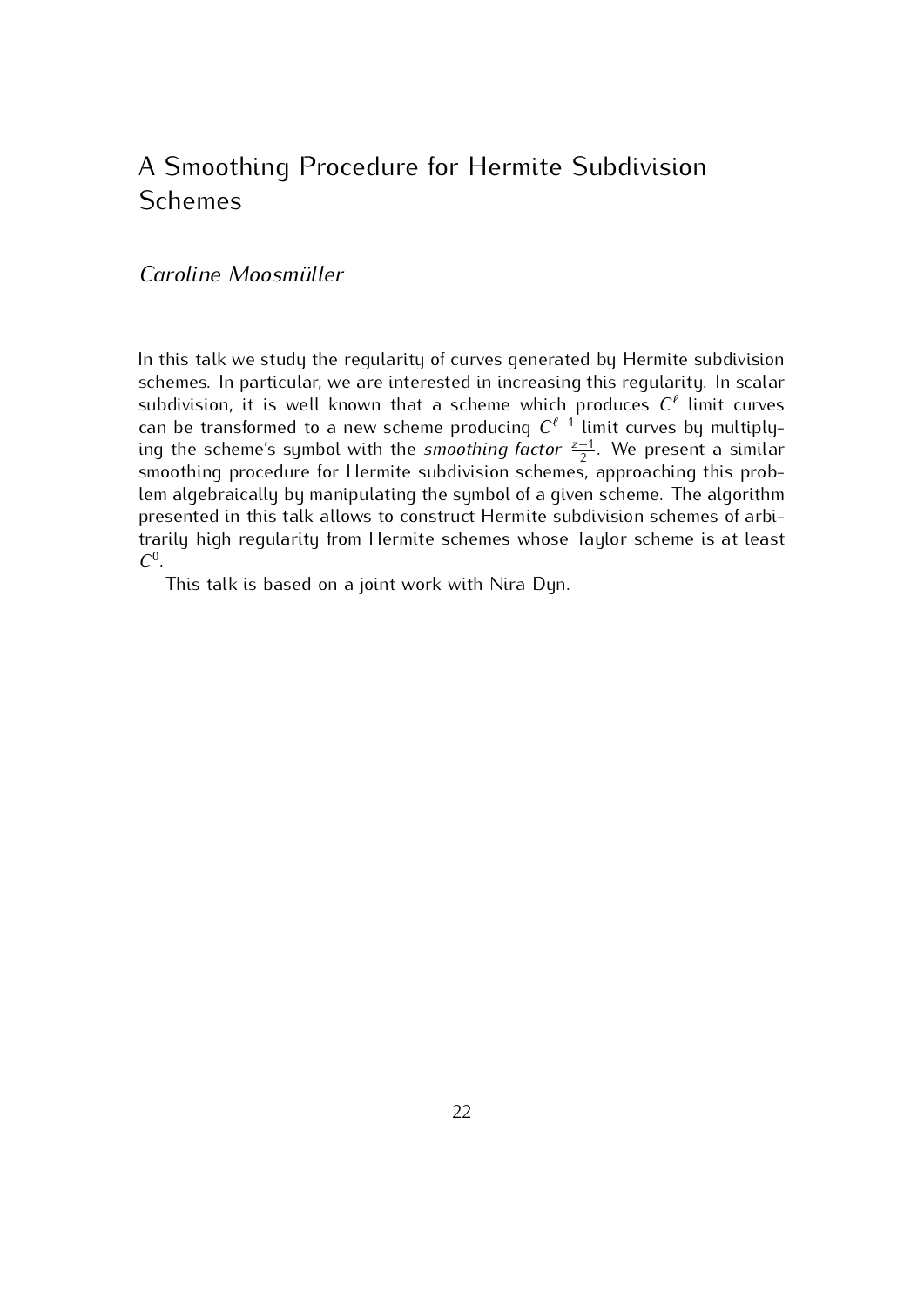## A Smoothing Procedure for Hermite Subdivision Schemes

*Caroline Moosmüller*

In this talk we study the regularity of curves generated by Hermite subdivision schemes. In particular, we are interested in increasing this regularity. In scalar subdivision, it is well known that a scheme which produces $C^{\ell}$ limit curves can be transformed to a new scheme producing $C^{\ell+1}$ limit curves by multiplying the scheme's symbol with the *smoothing factor* $\frac{z+1}{2}$. We present a similar smoothing procedure for Hermite subdivision schemes, approaching this problem algebraically by manipulating the symbol of a given scheme. The algorithm presented in this talk allows to construct Hermite subdivision schemes of arbitrarily high regularity from Hermite schemes whose Taylor scheme is at least $C^0$.

This talk is based on a joint work with Nira Dyn.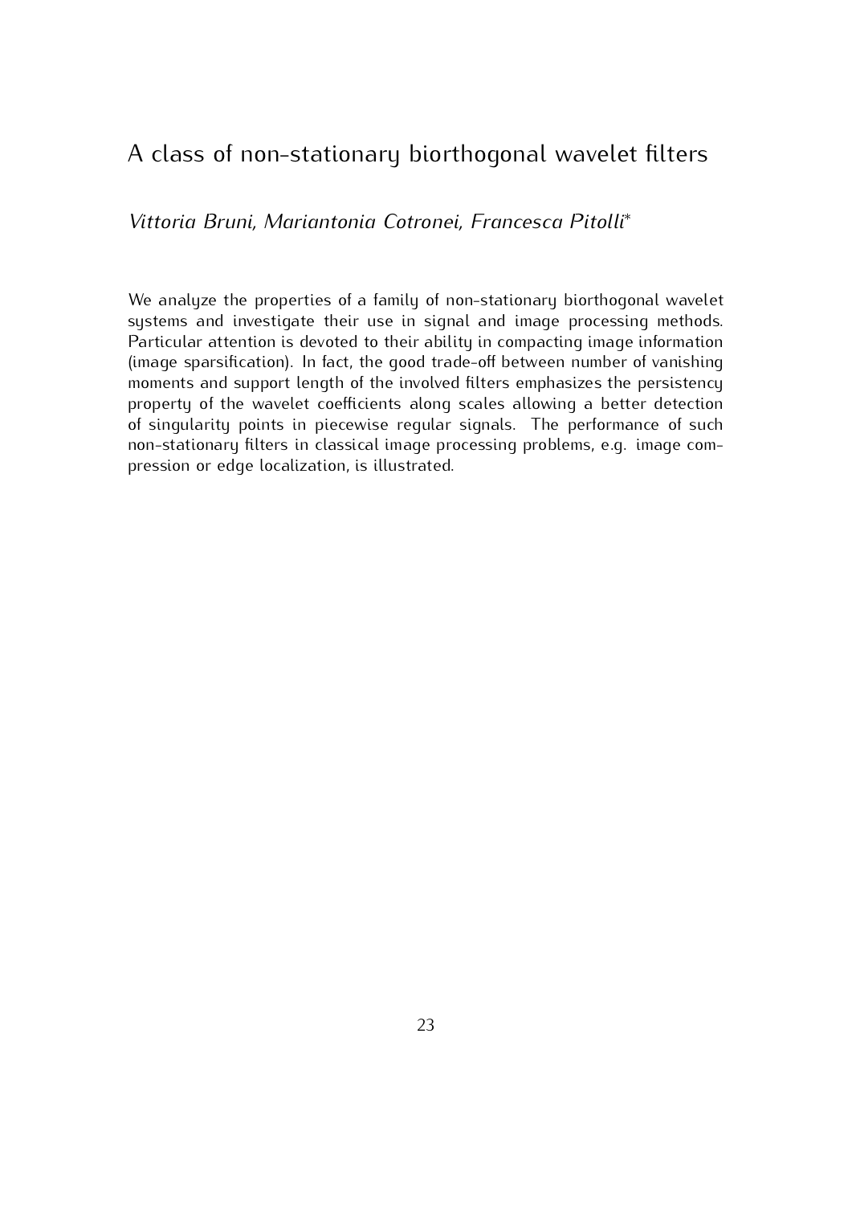# A class of non-stationary biorthogonal wavelet filters

*Vittoria Bruni, Mariantonia Cotronei, Francesca Pitolli\**

We analyze the properties of a family of non-stationary biorthogonal wavelet systems and investigate their use in signal and image processing methods. Particular attention is devoted to their ability in compacting image information (image sparsification). In fact, the good trade-off between number of vanishing moments and support length of the involved filters emphasizes the persistency property of the wavelet coefficients along scales allowing a better detection of singularity points in piecewise regular signals. The performance of such non-stationary filters in classical image processing problems, e.g. image compression or edge localization, is illustrated.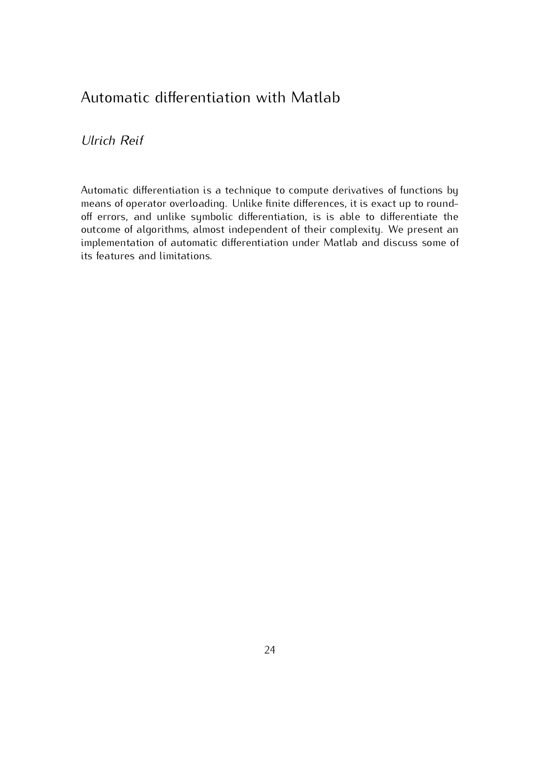# Automatic differentiation with Matlab

*Ulrich Reif*

Automatic differentiation is a technique to compute derivatives of functions by means of operator overloading. Unlike finite differences, it is exact up to round-off errors, and unlike symbolic differentiation, is is able to differentiate the outcome of algorithms, almost independent of their complexity. We present an implementation of automatic differentiation under Matlab and discuss some of its features and limitations.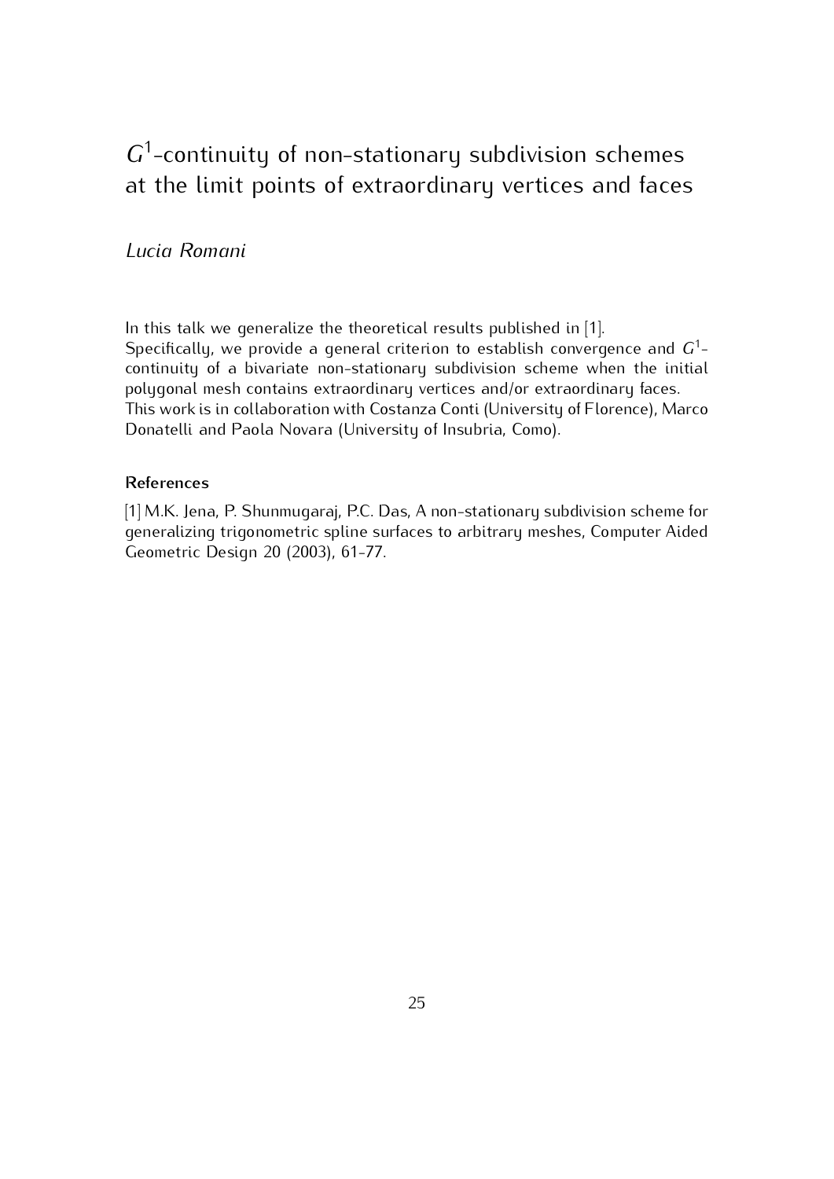# $G^1$-continuity of non-stationary subdivision schemes at the limit points of extraordinary vertices and faces

*Lucia Romani*

In this talk we generalize the theoretical results published in [1].
Specifically, we provide a general criterion to establish convergence and $G^1$-continuity of a bivariate non-stationary subdivision scheme when the initial polygonal mesh contains extraordinary vertices and/or extraordinary faces.
This work is in collaboration with Costanza Conti (University of Florence), Marco Donatelli and Paola Novara (University of Insubria, Como).

### References

[1] M.K. Jena, P. Shunmugaraj, P.C. Das, A non-stationary subdivision scheme for generalizing trigonometric spline surfaces to arbitrary meshes, Computer Aided Geometric Design 20 (2003), 61-77.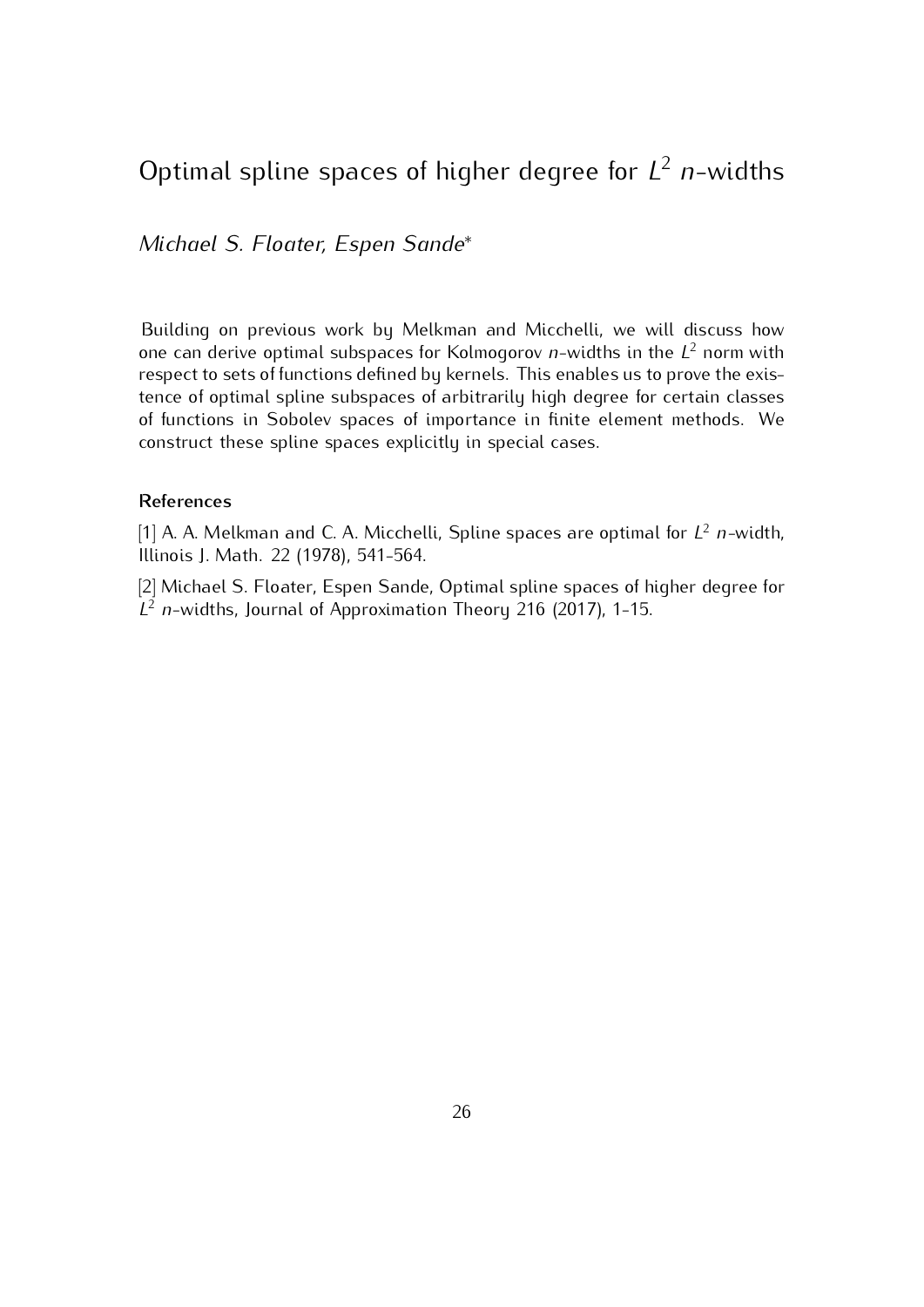# Optimal spline spaces of higher degree for $L^2$ $n$-widths

*Michael S. Floater, Espen Sande**

Building on previous work by Melkman and Micchelli, we will discuss how one can derive optimal subspaces for Kolmogorov $n$-widths in the $L^2$ norm with respect to sets of functions defined by kernels. This enables us to prove the existence of optimal spline subspaces of arbitrarily high degree for certain classes of functions in Sobolev spaces of importance in finite element methods. We construct these spline spaces explicitly in special cases.

### References

[1] A. A. Melkman and C. A. Micchelli, Spline spaces are optimal for $L^2$ $n$-width, Illinois J. Math. 22 (1978), 541-564.

[2] Michael S. Floater, Espen Sande, Optimal spline spaces of higher degree for $L^2$ $n$-widths, Journal of Approximation Theory 216 (2017), 1-15.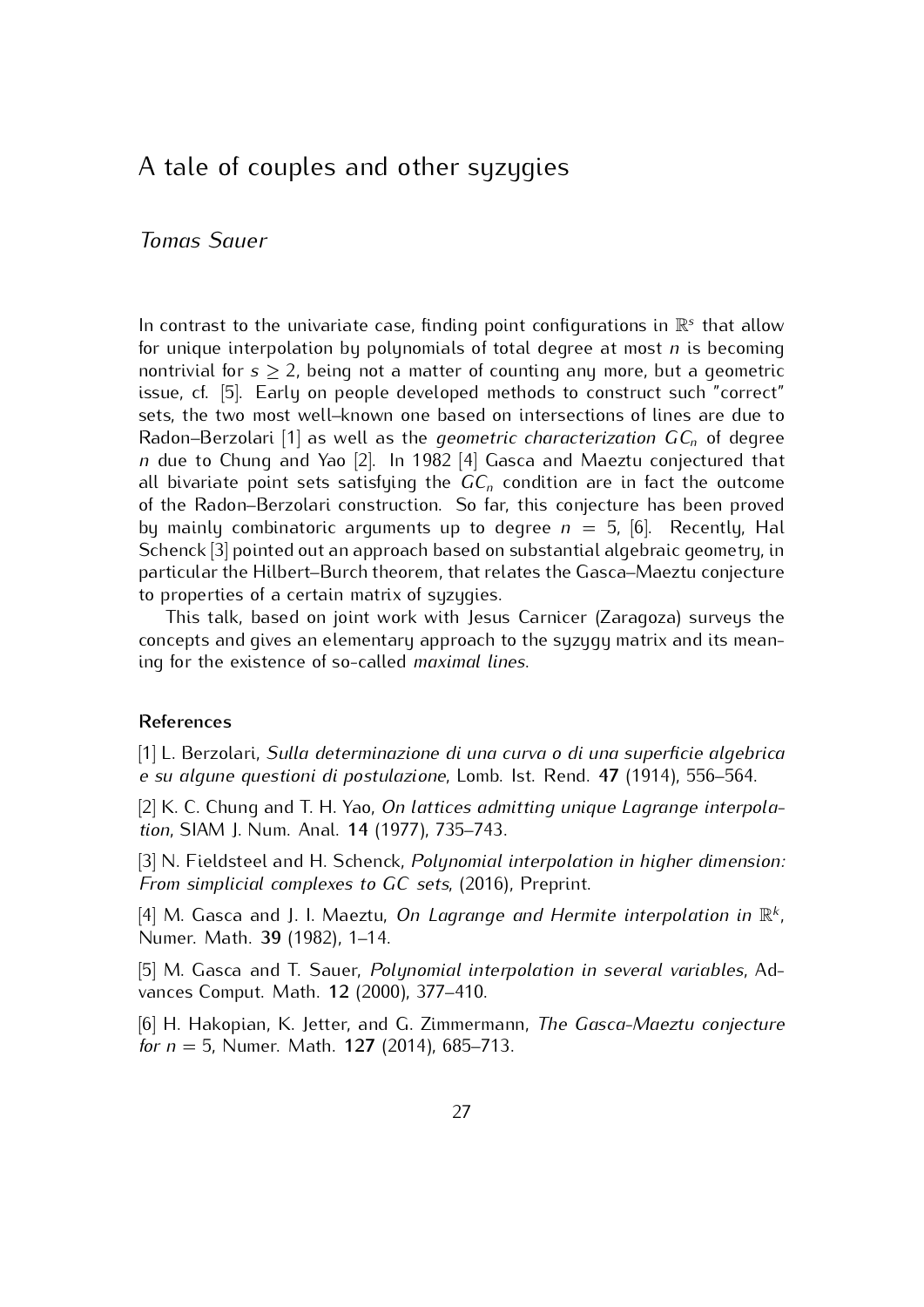# A tale of couples and other syzygies

*Tomas Sauer*

In contrast to the univariate case, finding point configurations in $\mathbb{R}^s$ that allow for unique interpolation by polynomials of total degree at most $n$ is becoming nontrivial for $s \geq 2$, being not a matter of counting any more, but a geometric issue, cf. [5]. Early on people developed methods to construct such "correct" sets, the two most well–known one based on intersections of lines are due to Radon–Berzolari [1] as well as the *geometric characterization* $GC_n$ of degree $n$ due to Chung and Yao [2]. In 1982 [4] Gasca and Maeztu conjectured that all bivariate point sets satisfying the $GC_n$ condition are in fact the outcome of the Radon–Berzolari construction. So far, this conjecture has been proved by mainly combinatoric arguments up to degree $n = 5$, [6]. Recently, Hal Schenck [3] pointed out an approach based on substantial algebraic geometry, in particular the Hilbert–Burch theorem, that relates the Gasca–Maeztu conjecture to properties of a certain matrix of syzygies.

This talk, based on joint work with Jesus Carnicer (Zaragoza) surveys the concepts and gives an elementary approach to the syzygy matrix and its meaning for the existence of so-called *maximal lines*.

### References

[1] L. Berzolari, *Sulla determinazione di una curva o di una superficie algebrica e su algune questioni di postulazione*, Lomb. Ist. Rend. **47** (1914), 556–564.

[2] K. C. Chung and T. H. Yao, *On lattices admitting unique Lagrange interpolation*, SIAM J. Num. Anal. **14** (1977), 735–743.

[3] N. Fieldsteel and H. Schenck, *Polynomial interpolation in higher dimension: From simplicial complexes to GC sets*, (2016), Preprint.

[4] M. Gasca and J. I. Maeztu, *On Lagrange and Hermite interpolation in* $\mathbb{R}^k$, Numer. Math. **39** (1982), 1–14.

[5] M. Gasca and T. Sauer, *Polynomial interpolation in several variables*, Advances Comput. Math. **12** (2000), 377–410.

[6] H. Hakopian, K. Jetter, and G. Zimmermann, *The Gasca-Maeztu conjecture for* $n = 5$, Numer. Math. **127** (2014), 685–713.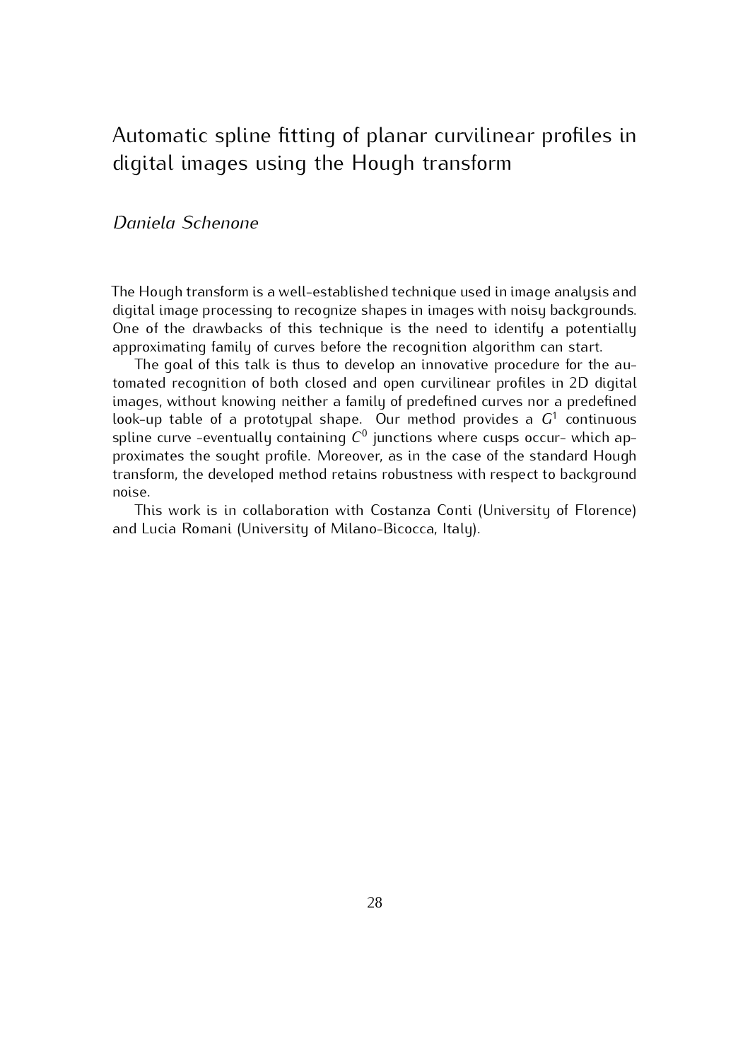# Automatic spline fitting of planar curvilinear profiles in digital images using the Hough transform

*Daniela Schenone*

The Hough transform is a well-established technique used in image analysis and digital image processing to recognize shapes in images with noisy backgrounds. One of the drawbacks of this technique is the need to identify a potentially approximating family of curves before the recognition algorithm can start.

The goal of this talk is thus to develop an innovative procedure for the automated recognition of both closed and open curvilinear profiles in 2D digital images, without knowing neither a family of predefined curves nor a predefined look-up table of a prototypal shape. Our method provides a $G^1$ continuous spline curve -eventually containing $C^0$ junctions where cusps occur- which approximates the sought profile. Moreover, as in the case of the standard Hough transform, the developed method retains robustness with respect to background noise.

This work is in collaboration with Costanza Conti (University of Florence) and Lucia Romani (University of Milano-Bicocca, Italy).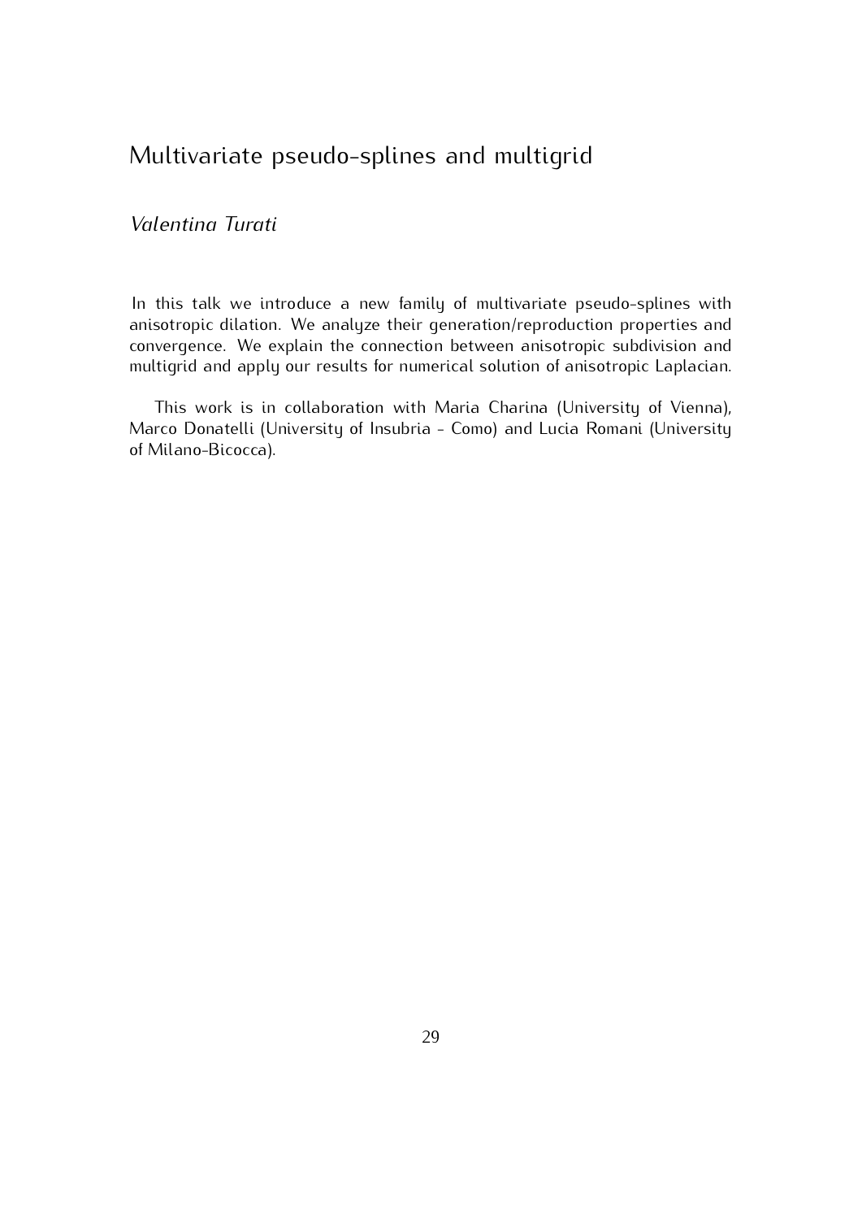## Multivariate pseudo-splines and multigrid

*Valentina Turati*

In this talk we introduce a new family of multivariate pseudo-splines with anisotropic dilation. We analyze their generation/reproduction properties and convergence. We explain the connection between anisotropic subdivision and multigrid and apply our results for numerical solution of anisotropic Laplacian.

This work is in collaboration with Maria Charina (University of Vienna), Marco Donatelli (University of Insubria - Como) and Lucia Romani (University of Milano-Bicocca).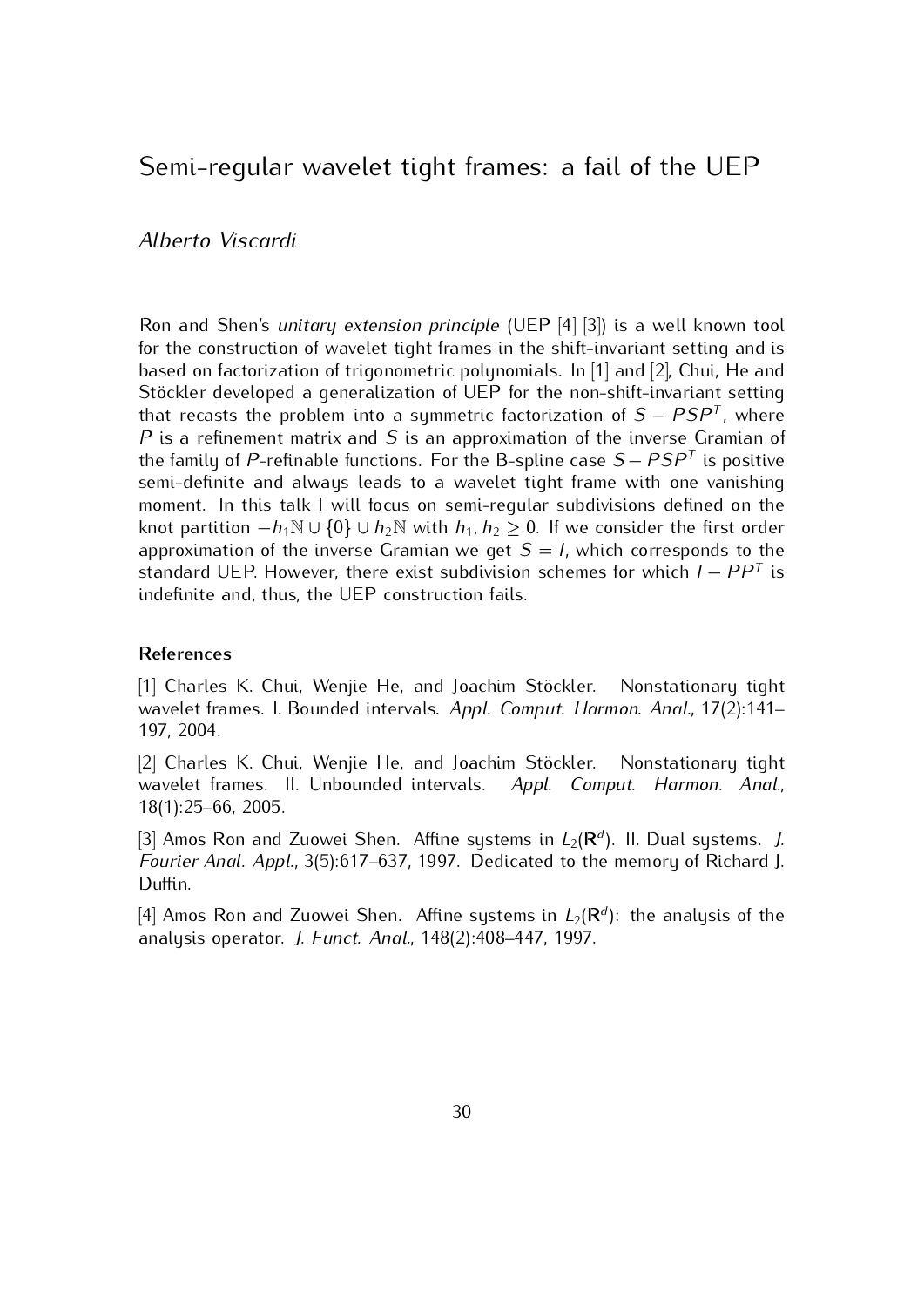# Semi-regular wavelet tight frames: a fail of the UEP

*Alberto Viscardi*

Ron and Shen's *unitary extension principle* (UEP [4] [3]) is a well known tool for the construction of wavelet tight frames in the shift-invariant setting and is based on factorization of trigonometric polynomials. In [1] and [2], Chui, He and Stöckler developed a generalization of UEP for the non-shift-invariant setting that recasts the problem into a symmetric factorization of $S - PSP^T$, where $P$ is a refinement matrix and $S$ is an approximation of the inverse Gramian of the family of $P$-refinable functions. For the B-spline case $S - PSP^T$ is positive semi-definite and always leads to a wavelet tight frame with one vanishing moment. In this talk I will focus on semi-regular subdivisions defined on the knot partition $-h_1\mathbb{N} \cup \{0\} \cup h_2\mathbb{N}$ with $h_1, h_2 \geq 0$. If we consider the first order approximation of the inverse Gramian we get $S = I$, which corresponds to the standard UEP. However, there exist subdivision schemes for which $I - PP^T$ is indefinite and, thus, the UEP construction fails.

### References

[1] Charles K. Chui, Wenjie He, and Joachim Stöckler. Nonstationary tight wavelet frames. I. Bounded intervals. *Appl. Comput. Harmon. Anal.*, 17(2):141–197, 2004.

[2] Charles K. Chui, Wenjie He, and Joachim Stöckler. Nonstationary tight wavelet frames. II. Unbounded intervals. *Appl. Comput. Harmon. Anal.*, 18(1):25–66, 2005.

[3] Amos Ron and Zuowei Shen. Affine systems in $L_2(\mathbf{R}^d)$. II. Dual systems. *J. Fourier Anal. Appl.*, 3(5):617–637, 1997. Dedicated to the memory of Richard J. Duffin.

[4] Amos Ron and Zuowei Shen. Affine systems in $L_2(\mathbf{R}^d)$: the analysis of the analysis operator. *J. Funct. Anal.*, 148(2):408–447, 1997.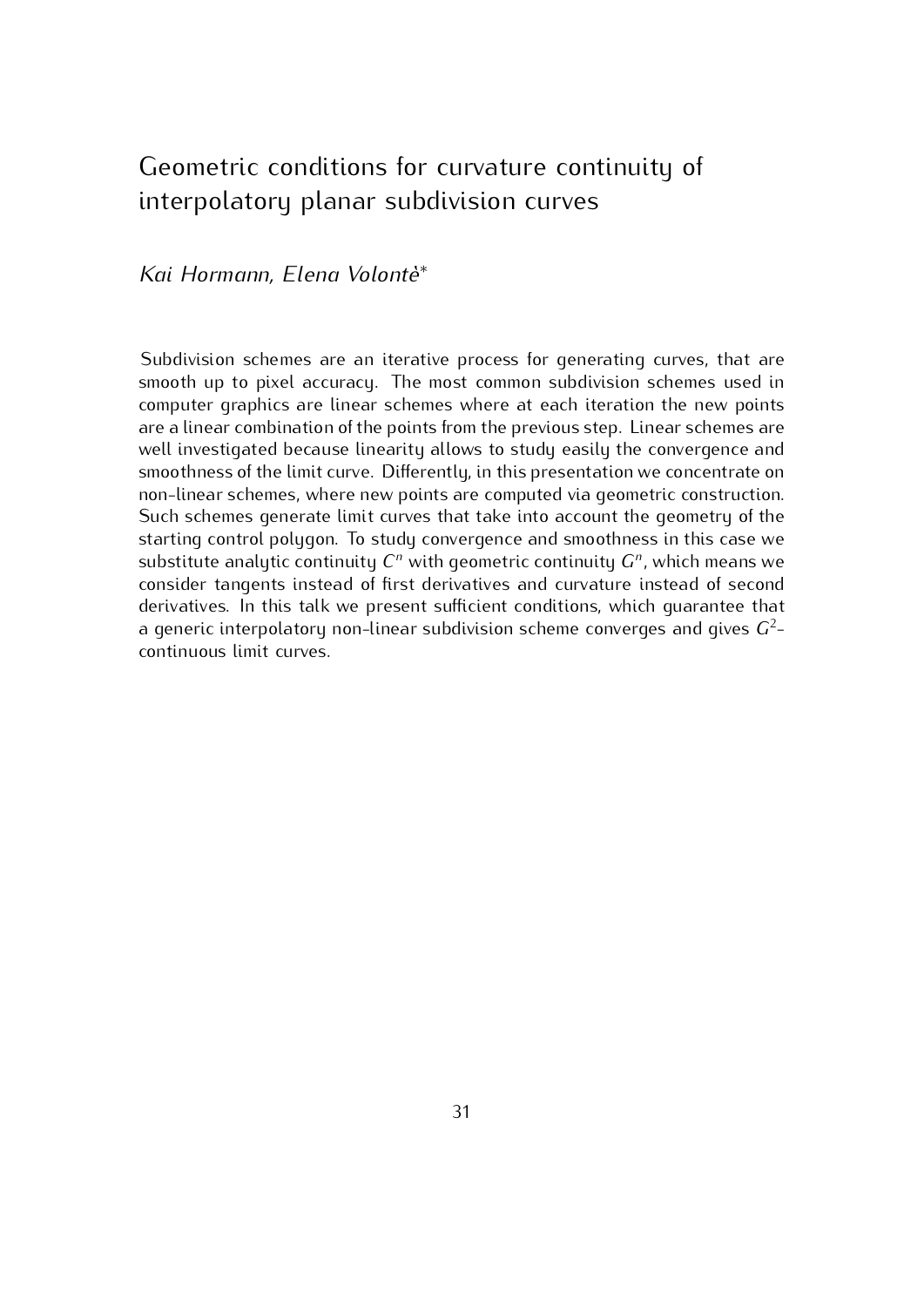# Geometric conditions for curvature continuity of interpolatory planar subdivision curves

*Kai Hormann, Elena Volontè*[*]

Subdivision schemes are an iterative process for generating curves, that are smooth up to pixel accuracy. The most common subdivision schemes used in computer graphics are linear schemes where at each iteration the new points are a linear combination of the points from the previous step. Linear schemes are well investigated because linearity allows to study easily the convergence and smoothness of the limit curve. Differently, in this presentation we concentrate on non-linear schemes, where new points are computed via geometric construction. Such schemes generate limit curves that take into account the geometry of the starting control polygon. To study convergence and smoothness in this case we substitute analytic continuity $C^n$ with geometric continuity $G^n$, which means we consider tangents instead of first derivatives and curvature instead of second derivatives. In this talk we present sufficient conditions, which guarantee that a generic interpolatory non-linear subdivision scheme converges and gives $G^2$-continuous limit curves.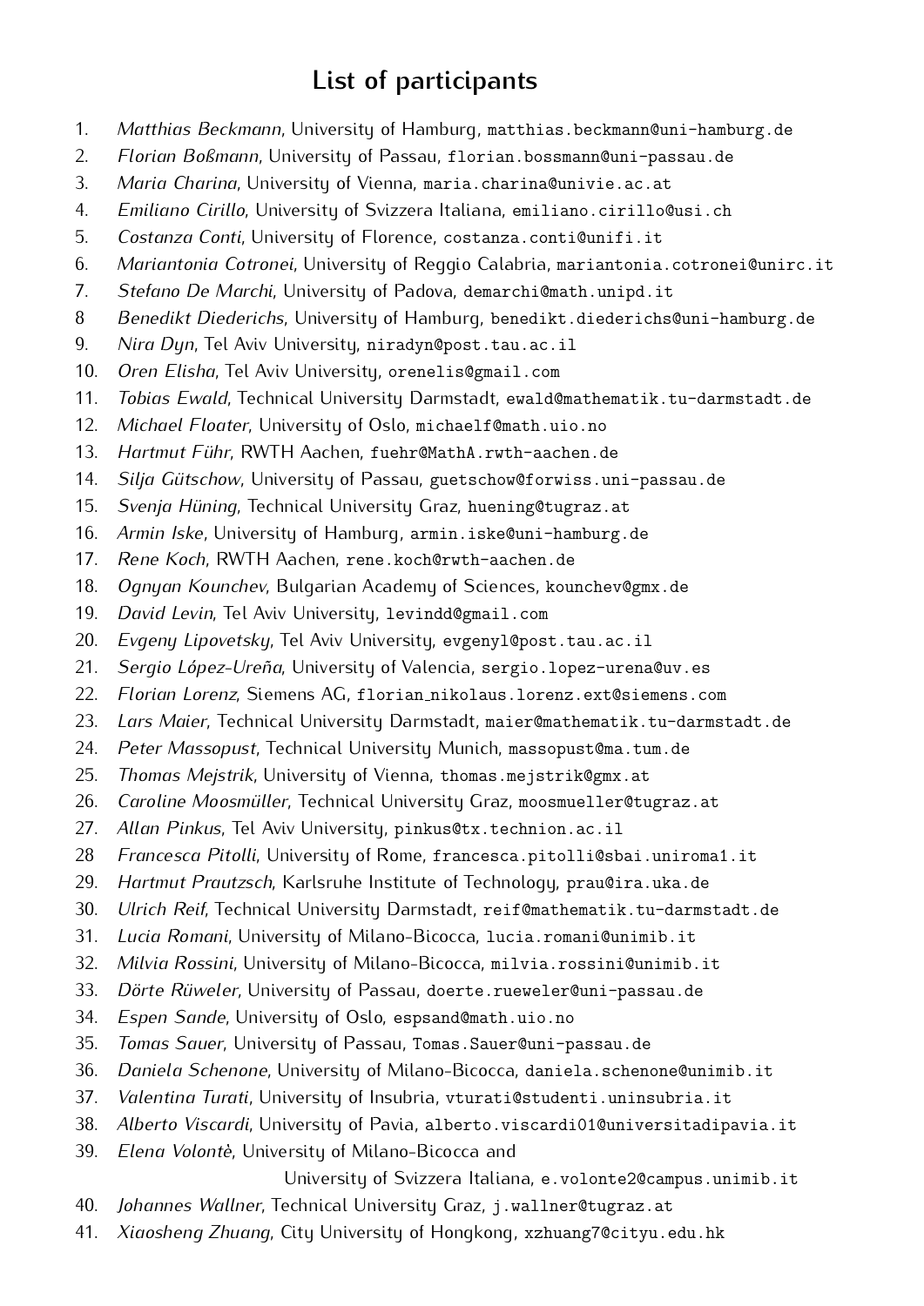## List of participants

1. *Matthias Beckmann*, University of Hamburg, matthias.beckmann@uni-hamburg.de
2. *Florian Boßmann*, University of Passau, florian.bossmann@uni-passau.de
3. *Maria Charina*, University of Vienna, maria.charina@univie.ac.at
4. *Emiliano Cirillo*, University of Svizzera Italiana, emiliano.cirillo@usi.ch
5. *Costanza Conti*, University of Florence, costanza.conti@unifi.it
6. *Mariantonia Cotronei*, University of Reggio Calabria, mariantonia.cotronei@unirc.it
7. *Stefano De Marchi*, University of Padova, demarchi@math.unipd.it
8. *Benedikt Diederichs*, University of Hamburg, benedikt.diederichs@uni-hamburg.de
9. *Nira Dyn*, Tel Aviv University, niradyn@post.tau.ac.il
10. *Oren Elisha*, Tel Aviv University, orenelis@gmail.com
11. *Tobias Ewald*, Technical University Darmstadt, ewald@mathematik.tu-darmstadt.de
12. *Michael Floater*, University of Oslo, michaelf@math.uio.no
13. *Hartmut Führ*, RWTH Aachen, fuehr@MathA.rwth-aachen.de
14. *Silja Gütschow*, University of Passau, guetschow@forwiss.uni-passau.de
15. *Svenja Hüning*, Technical University Graz, huening@tugraz.at
16. *Armin Iske*, University of Hamburg, armin.iske@uni-hamburg.de
17. *Rene Koch*, RWTH Aachen, rene.koch@rwth-aachen.de
18. *Ognyan Kounchev*, Bulgarian Academy of Sciences, kounchev@gmx.de
19. *David Levin*, Tel Aviv University, levindd@gmail.com
20. *Evgeny Lipovetsky*, Tel Aviv University, evgenyl@post.tau.ac.il
21. *Sergio López-Ureña*, University of Valencia, sergio.lopez-urena@uv.es
22. *Florian Lorenz*, Siemens AG, florian_nikolaus.lorenz.ext@siemens.com
23. *Lars Maier*, Technical University Darmstadt, maier@mathematik.tu-darmstadt.de
24. *Peter Massopust*, Technical University Munich, massopust@ma.tum.de
25. *Thomas Mejstrik*, University of Vienna, thomas.mejstrik@gmx.at
26. *Caroline Moosmüller*, Technical University Graz, moosmueller@tugraz.at
27. *Allan Pinkus*, Tel Aviv University, pinkus@tx.technion.ac.il
28. *Francesca Pitolli*, University of Rome, francesca.pitolli@sbai.uniroma1.it
29. *Hartmut Prautzsch*, Karlsruhe Institute of Technology, prau@ira.uka.de
30. *Ulrich Reif*, Technical University Darmstadt, reif@mathematik.tu-darmstadt.de
31. *Lucia Romani*, University of Milano-Bicocca, lucia.romani@unimib.it
32. *Milvia Rossini*, University of Milano-Bicocca, milvia.rossini@unimib.it
33. *Dörte Rüweler*, University of Passau, doerte.rueweler@uni-passau.de
34. *Espen Sande*, University of Oslo, espsand@math.uio.no
35. *Tomas Sauer*, University of Passau, Tomas.Sauer@uni-passau.de
36. *Daniela Schenone*, University of Milano-Bicocca, daniela.schenone@unimib.it
37. *Valentina Turati*, University of Insubria, vturati@studenti.uninsubria.it
38. *Alberto Viscardi*, University of Pavia, alberto.viscardi01@universitadipavia.it
39. *Elena Volontè*, University of Milano-Bicocca and University of Svizzera Italiana, e.volonte2@campus.unimib.it
40. *Johannes Wallner*, Technical University Graz, j.wallner@tugraz.at
41. *Xiaosheng Zhuang*, City University of Hongkong, xzhuang7@cityu.edu.hk